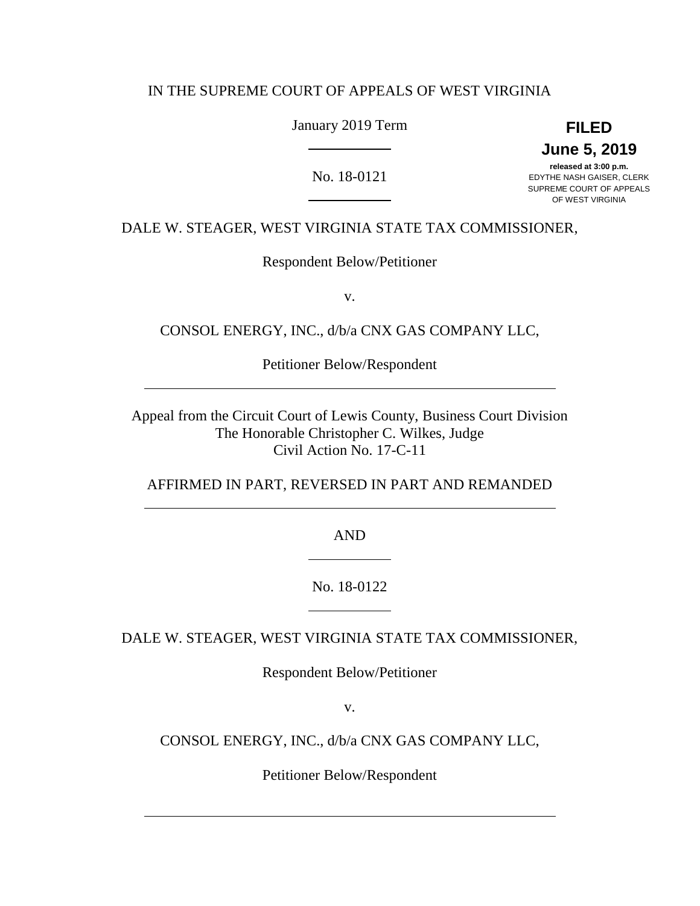IN THE SUPREME COURT OF APPEALS OF WEST VIRGINIA

January 2019 Term

**FILED**
**June 5, 2019**
**released at 3:00 p.m.**
EDYTHE NASH GAISER, CLERK
SUPREME COURT OF APPEALS
OF WEST VIRGINIA

---

No. 18-0121

---

DALE W. STEAGER, WEST VIRGINIA STATE TAX COMMISSIONER,

Respondent Below/Petitioner

v.

CONSOL ENERGY, INC., d/b/a CNX GAS COMPANY LLC,

Petitioner Below/Respondent

---

Appeal from the Circuit Court of Lewis County, Business Court Division
The Honorable Christopher C. Wilkes, Judge
Civil Action No. 17-C-11

AFFIRMED IN PART, REVERSED IN PART AND REMANDED

---

AND

---

No. 18-0122

---

DALE W. STEAGER, WEST VIRGINIA STATE TAX COMMISSIONER,

Respondent Below/Petitioner

v.

CONSOL ENERGY, INC., d/b/a CNX GAS COMPANY LLC,

Petitioner Below/Respondent

---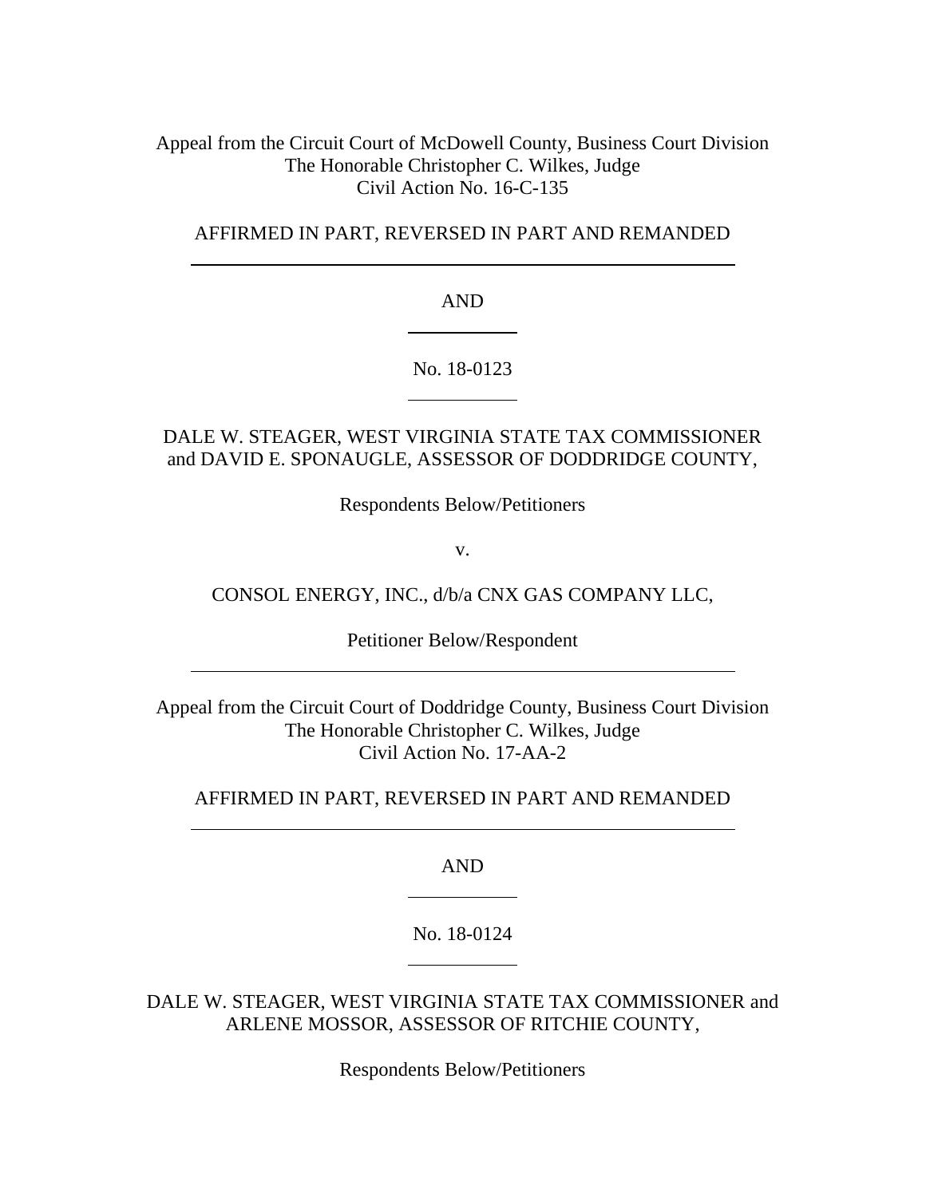Appeal from the Circuit Court of McDowell County, Business Court Division
The Honorable Christopher C. Wilkes, Judge
Civil Action No. 16-C-135

AFFIRMED IN PART, REVERSED IN PART AND REMANDED

---

AND

---

No. 18-0123

---

DALE W. STEAGER, WEST VIRGINIA STATE TAX COMMISSIONER
and DAVID E. SPONAUGLE, ASSESSOR OF DODDRIDGE COUNTY,

Respondents Below/Petitioners

v.

CONSOL ENERGY, INC., d/b/a CNX GAS COMPANY LLC,

Petitioner Below/Respondent

---

Appeal from the Circuit Court of Doddridge County, Business Court Division
The Honorable Christopher C. Wilkes, Judge
Civil Action No. 17-AA-2

AFFIRMED IN PART, REVERSED IN PART AND REMANDED

---

AND

---

No. 18-0124

---

DALE W. STEAGER, WEST VIRGINIA STATE TAX COMMISSIONER and
ARLENE MOSSOR, ASSESSOR OF RITCHIE COUNTY,

Respondents Below/Petitioners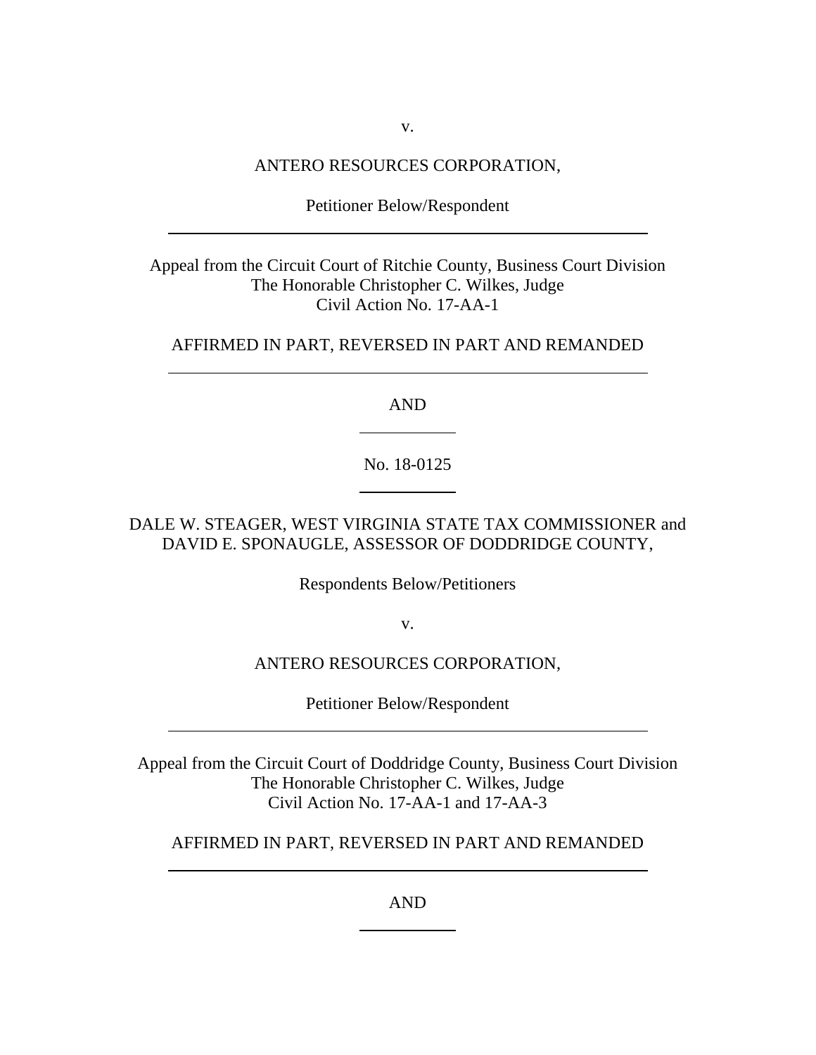v.

ANTERO RESOURCES CORPORATION,

Petitioner Below/Respondent

---

Appeal from the Circuit Court of Ritchie County, Business Court Division
The Honorable Christopher C. Wilkes, Judge
Civil Action No. 17-AA-1

AFFIRMED IN PART, REVERSED IN PART AND REMANDED

---

AND

---

No. 18-0125

---

DALE W. STEAGER, WEST VIRGINIA STATE TAX COMMISSIONER and
DAVID E. SPONAUGLE, ASSESSOR OF DODDRIDGE COUNTY,

Respondents Below/Petitioners

v.

ANTERO RESOURCES CORPORATION,

Petitioner Below/Respondent

---

Appeal from the Circuit Court of Doddridge County, Business Court Division
The Honorable Christopher C. Wilkes, Judge
Civil Action No. 17-AA-1 and 17-AA-3

AFFIRMED IN PART, REVERSED IN PART AND REMANDED

---

AND

---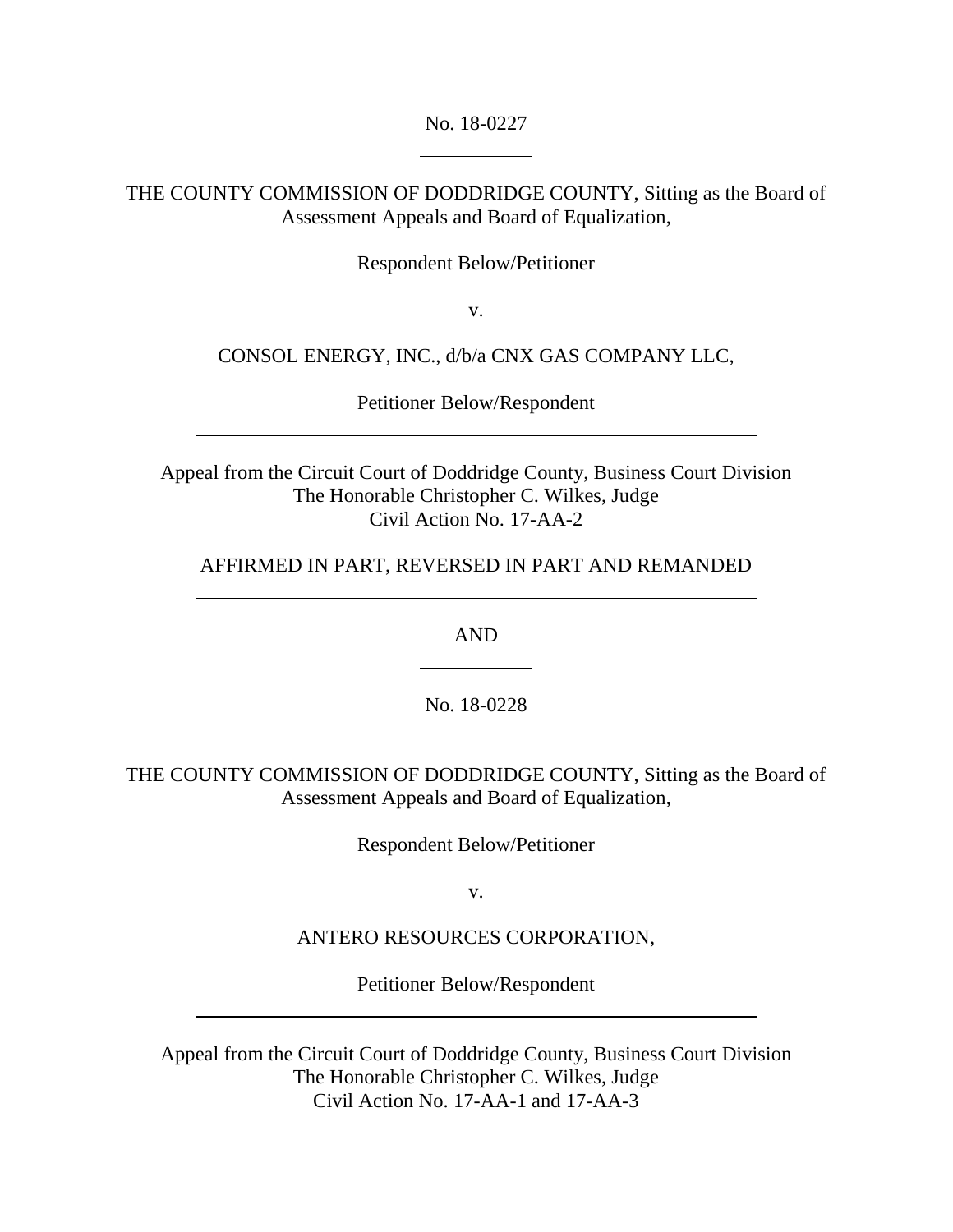No. 18-0227

---

THE COUNTY COMMISSION OF DODDRIDGE COUNTY, Sitting as the Board of Assessment Appeals and Board of Equalization,

Respondent Below/Petitioner

v.

CONSOL ENERGY, INC., d/b/a CNX GAS COMPANY LLC,

Petitioner Below/Respondent

---

Appeal from the Circuit Court of Doddridge County, Business Court Division
The Honorable Christopher C. Wilkes, Judge
Civil Action No. 17-AA-2

AFFIRMED IN PART, REVERSED IN PART AND REMANDED

---

AND

---

No. 18-0228

---

THE COUNTY COMMISSION OF DODDRIDGE COUNTY, Sitting as the Board of Assessment Appeals and Board of Equalization,

Respondent Below/Petitioner

v.

ANTERO RESOURCES CORPORATION,

Petitioner Below/Respondent

---

Appeal from the Circuit Court of Doddridge County, Business Court Division
The Honorable Christopher C. Wilkes, Judge
Civil Action No. 17-AA-1 and 17-AA-3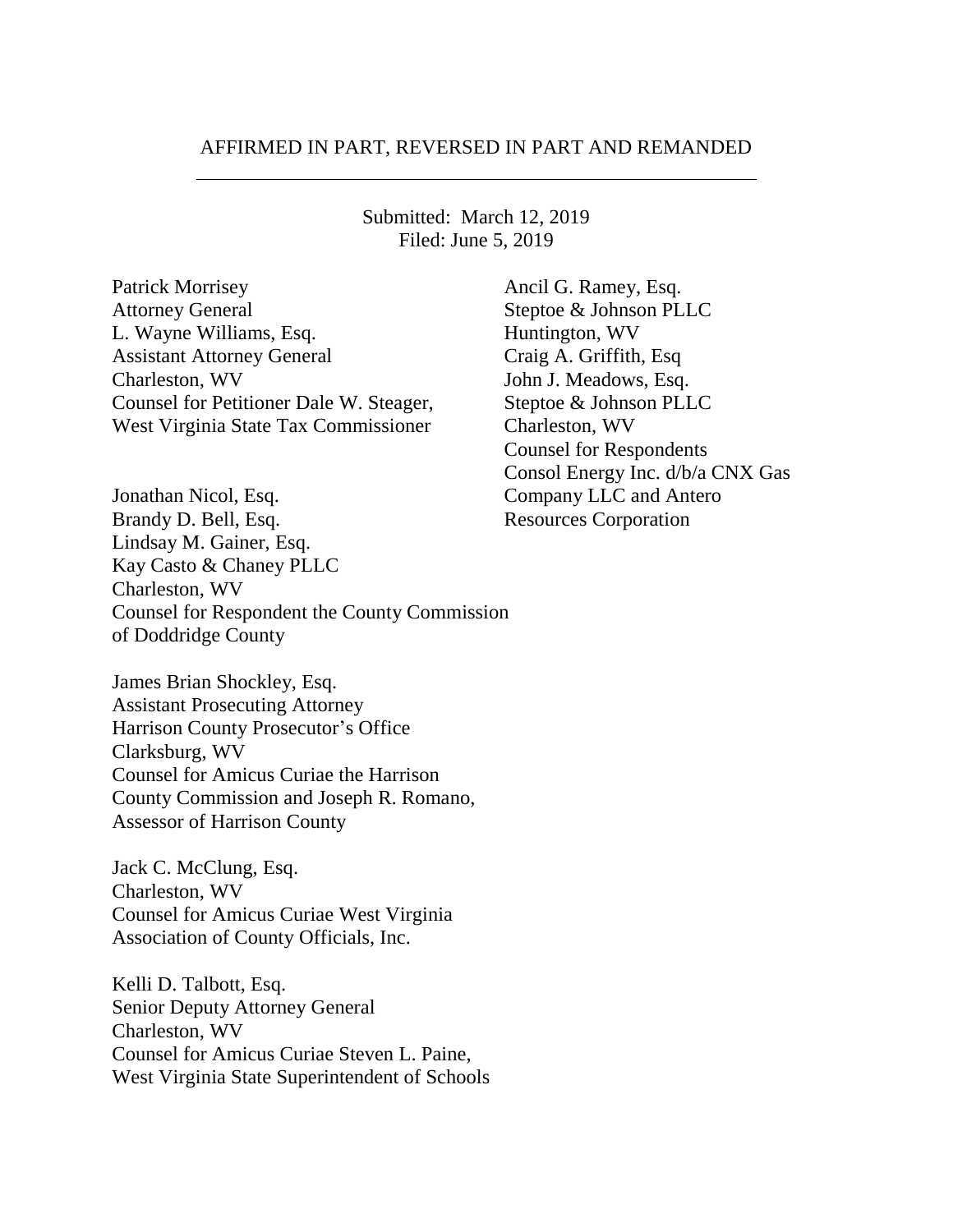AFFIRMED IN PART, REVERSED IN PART AND REMANDED

---

Submitted: March 12, 2019
Filed: June 5, 2019

Patrick Morrisey
Attorney General
L. Wayne Williams, Esq.
Assistant Attorney General
Charleston, WV
Counsel for Petitioner Dale W. Steager,
West Virginia State Tax Commissioner

Ancil G. Ramey, Esq.
Steptoe & Johnson PLLC
Huntington, WV
Craig A. Griffith, Esq
John J. Meadows, Esq.
Steptoe & Johnson PLLC
Charleston, WV
Counsel for Respondents
Consol Energy Inc. d/b/a CNX Gas
Company LLC and Antero
Resources Corporation

Jonathan Nicol, Esq.
Brandy D. Bell, Esq.
Lindsay M. Gainer, Esq.
Kay Casto & Chaney PLLC
Charleston, WV
Counsel for Respondent the County Commission
of Doddridge County

James Brian Shockley, Esq.
Assistant Prosecuting Attorney
Harrison County Prosecutor's Office
Clarksburg, WV
Counsel for Amicus Curiae the Harrison
County Commission and Joseph R. Romano,
Assessor of Harrison County

Jack C. McClung, Esq.
Charleston, WV
Counsel for Amicus Curiae West Virginia
Association of County Officials, Inc.

Kelli D. Talbott, Esq.
Senior Deputy Attorney General
Charleston, WV
Counsel for Amicus Curiae Steven L. Paine,
West Virginia State Superintendent of Schools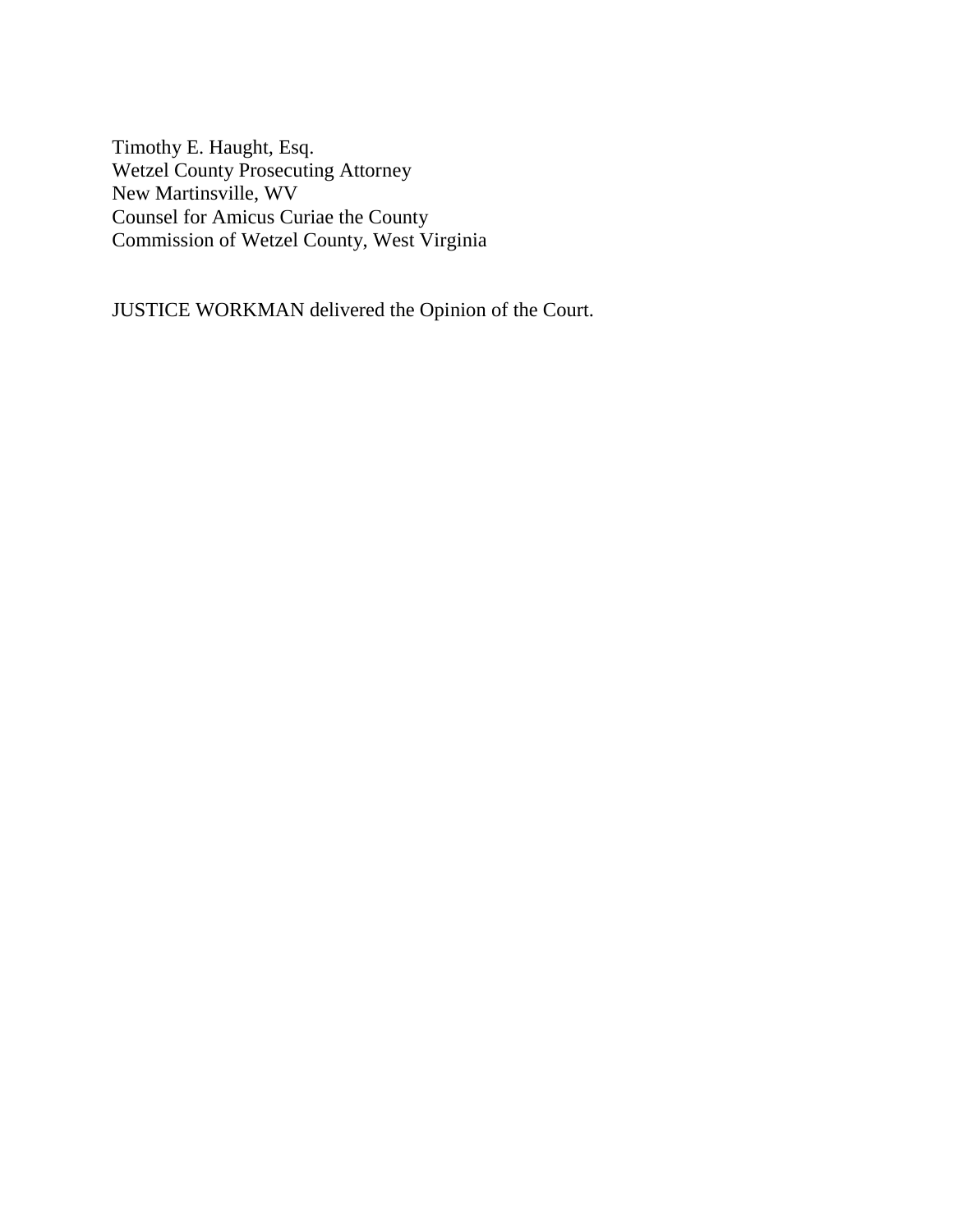Timothy E. Haught, Esq.
Wetzel County Prosecuting Attorney
New Martinsville, WV
Counsel for Amicus Curiae the County
Commission of Wetzel County, West Virginia

JUSTICE WORKMAN delivered the Opinion of the Court.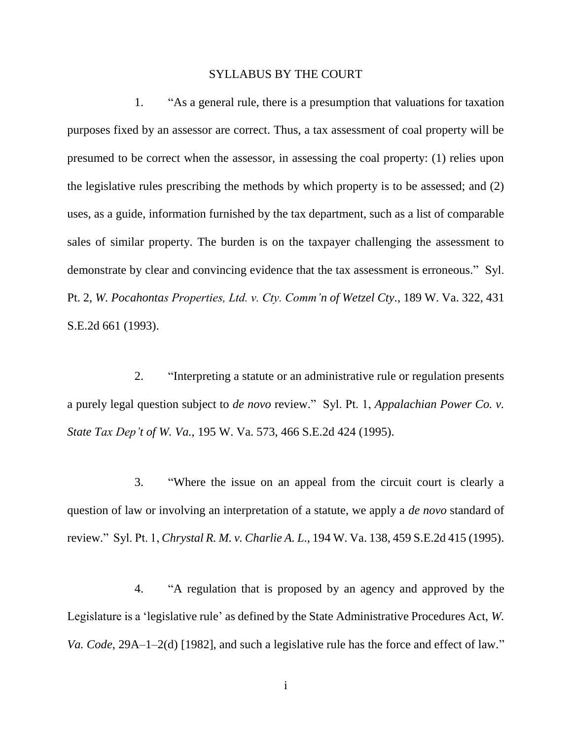# SYLLABUS BY THE COURT

1. "As a general rule, there is a presumption that valuations for taxation purposes fixed by an assessor are correct. Thus, a tax assessment of coal property will be presumed to be correct when the assessor, in assessing the coal property: (1) relies upon the legislative rules prescribing the methods by which property is to be assessed; and (2) uses, as a guide, information furnished by the tax department, such as a list of comparable sales of similar property. The burden is on the taxpayer challenging the assessment to demonstrate by clear and convincing evidence that the tax assessment is erroneous." Syl. Pt. 2, *W. Pocahontas Properties, Ltd. v. Cty. Comm'n of Wetzel Cty.*, 189 W. Va. 322, 431 S.E.2d 661 (1993).

2. "Interpreting a statute or an administrative rule or regulation presents a purely legal question subject to *de novo* review." Syl. Pt. 1, *Appalachian Power Co. v. State Tax Dep't of W. Va.*, 195 W. Va. 573, 466 S.E.2d 424 (1995).

3. "Where the issue on an appeal from the circuit court is clearly a question of law or involving an interpretation of a statute, we apply a *de novo* standard of review." Syl. Pt. 1, *Chrystal R. M. v. Charlie A. L.*, 194 W. Va. 138, 459 S.E.2d 415 (1995).

4. "A regulation that is proposed by an agency and approved by the Legislature is a 'legislative rule' as defined by the State Administrative Procedures Act, *W. Va. Code*, 29A–1–2(d) [1982], and such a legislative rule has the force and effect of law."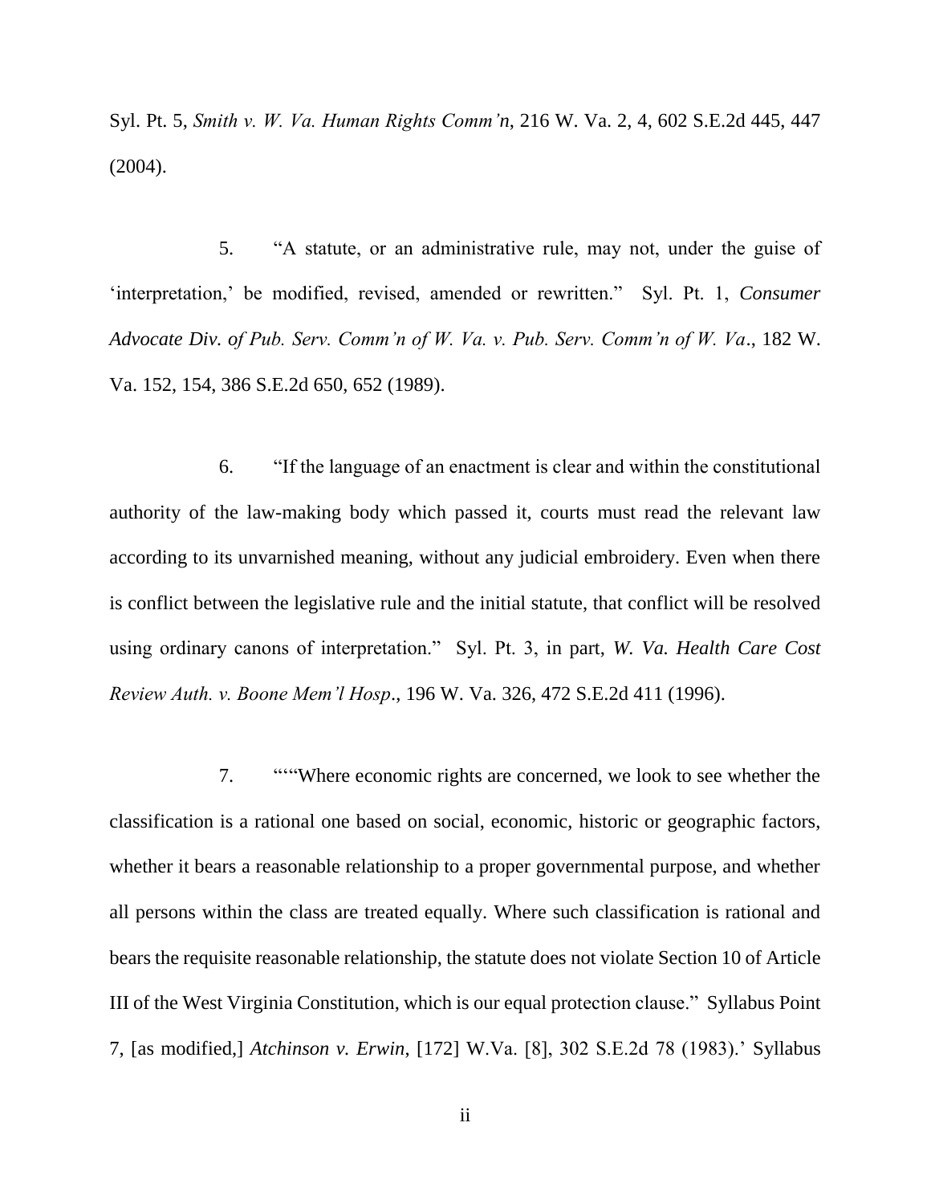Syl. Pt. 5, *Smith v. W. Va. Human Rights Comm'n*, 216 W. Va. 2, 4, 602 S.E.2d 445, 447 (2004).

5. "A statute, or an administrative rule, may not, under the guise of 'interpretation,' be modified, revised, amended or rewritten." Syl. Pt. 1, *Consumer Advocate Div. of Pub. Serv. Comm'n of W. Va. v. Pub. Serv. Comm'n of W. Va*., 182 W. Va. 152, 154, 386 S.E.2d 650, 652 (1989).

6. "If the language of an enactment is clear and within the constitutional authority of the law-making body which passed it, courts must read the relevant law according to its unvarnished meaning, without any judicial embroidery. Even when there is conflict between the legislative rule and the initial statute, that conflict will be resolved using ordinary canons of interpretation." Syl. Pt. 3, in part, *W. Va. Health Care Cost Review Auth. v. Boone Mem'l Hosp*., 196 W. Va. 326, 472 S.E.2d 411 (1996).

7. "'"Where economic rights are concerned, we look to see whether the classification is a rational one based on social, economic, historic or geographic factors, whether it bears a reasonable relationship to a proper governmental purpose, and whether all persons within the class are treated equally. Where such classification is rational and bears the requisite reasonable relationship, the statute does not violate Section 10 of Article III of the West Virginia Constitution, which is our equal protection clause." Syllabus Point 7, [as modified,] *Atchinson v. Erwin*, [172] W.Va. [8], 302 S.E.2d 78 (1983).' Syllabus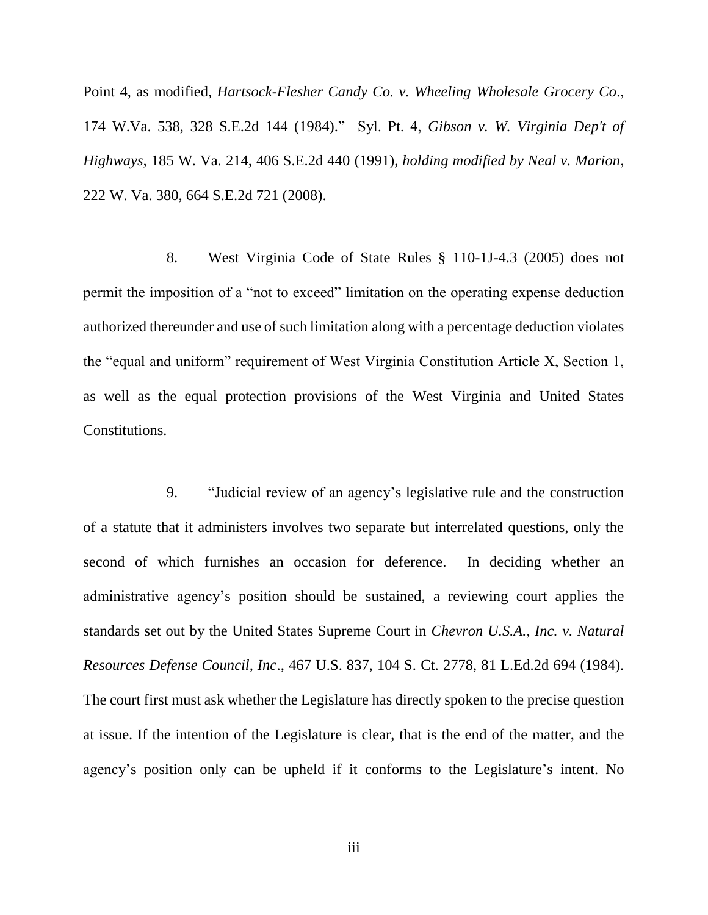Point 4, as modified, *Hartsock-Flesher Candy Co. v. Wheeling Wholesale Grocery Co*., 174 W.Va. 538, 328 S.E.2d 144 (1984)." Syl. Pt. 4, *Gibson v. W. Virginia Dep't of Highways*, 185 W. Va. 214, 406 S.E.2d 440 (1991), *holding modified by Neal v. Marion*, 222 W. Va. 380, 664 S.E.2d 721 (2008).

8. West Virginia Code of State Rules § 110-1J-4.3 (2005) does not permit the imposition of a "not to exceed" limitation on the operating expense deduction authorized thereunder and use of such limitation along with a percentage deduction violates the "equal and uniform" requirement of West Virginia Constitution Article X, Section 1, as well as the equal protection provisions of the West Virginia and United States Constitutions.

9. "Judicial review of an agency's legislative rule and the construction of a statute that it administers involves two separate but interrelated questions, only the second of which furnishes an occasion for deference. In deciding whether an administrative agency's position should be sustained, a reviewing court applies the standards set out by the United States Supreme Court in *Chevron U.S.A., Inc. v. Natural Resources Defense Council, Inc*., 467 U.S. 837, 104 S. Ct. 2778, 81 L.Ed.2d 694 (1984). The court first must ask whether the Legislature has directly spoken to the precise question at issue. If the intention of the Legislature is clear, that is the end of the matter, and the agency's position only can be upheld if it conforms to the Legislature's intent. No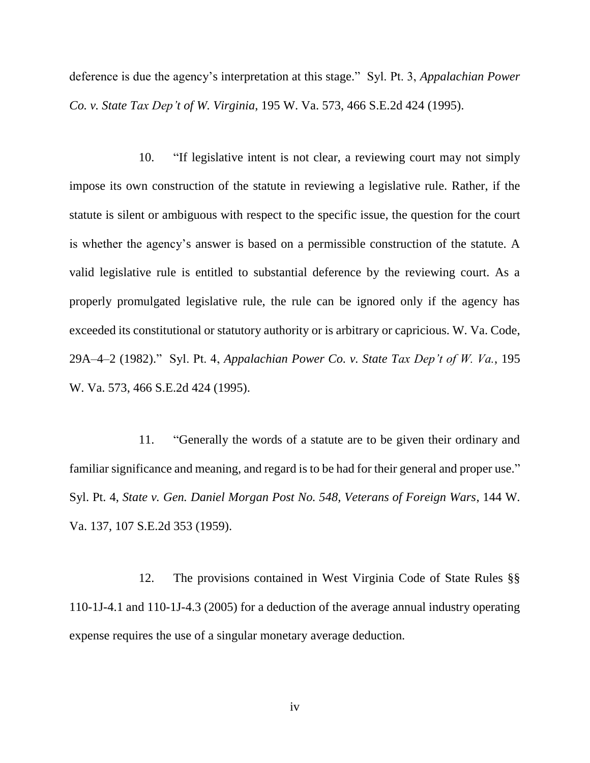deference is due the agency's interpretation at this stage." Syl. Pt. 3, *Appalachian Power Co. v. State Tax Dep't of W. Virginia*, 195 W. Va. 573, 466 S.E.2d 424 (1995).

10. "If legislative intent is not clear, a reviewing court may not simply impose its own construction of the statute in reviewing a legislative rule. Rather, if the statute is silent or ambiguous with respect to the specific issue, the question for the court is whether the agency's answer is based on a permissible construction of the statute. A valid legislative rule is entitled to substantial deference by the reviewing court. As a properly promulgated legislative rule, the rule can be ignored only if the agency has exceeded its constitutional or statutory authority or is arbitrary or capricious. W. Va. Code, 29A–4–2 (1982)." Syl. Pt. 4, *Appalachian Power Co. v. State Tax Dep't of W. Va.*, 195 W. Va. 573, 466 S.E.2d 424 (1995).

11. "Generally the words of a statute are to be given their ordinary and familiar significance and meaning, and regard is to be had for their general and proper use." Syl. Pt. 4, *State v. Gen. Daniel Morgan Post No. 548, Veterans of Foreign Wars*, 144 W. Va. 137, 107 S.E.2d 353 (1959).

12. The provisions contained in West Virginia Code of State Rules §§ 110-1J-4.1 and 110-1J-4.3 (2005) for a deduction of the average annual industry operating expense requires the use of a singular monetary average deduction.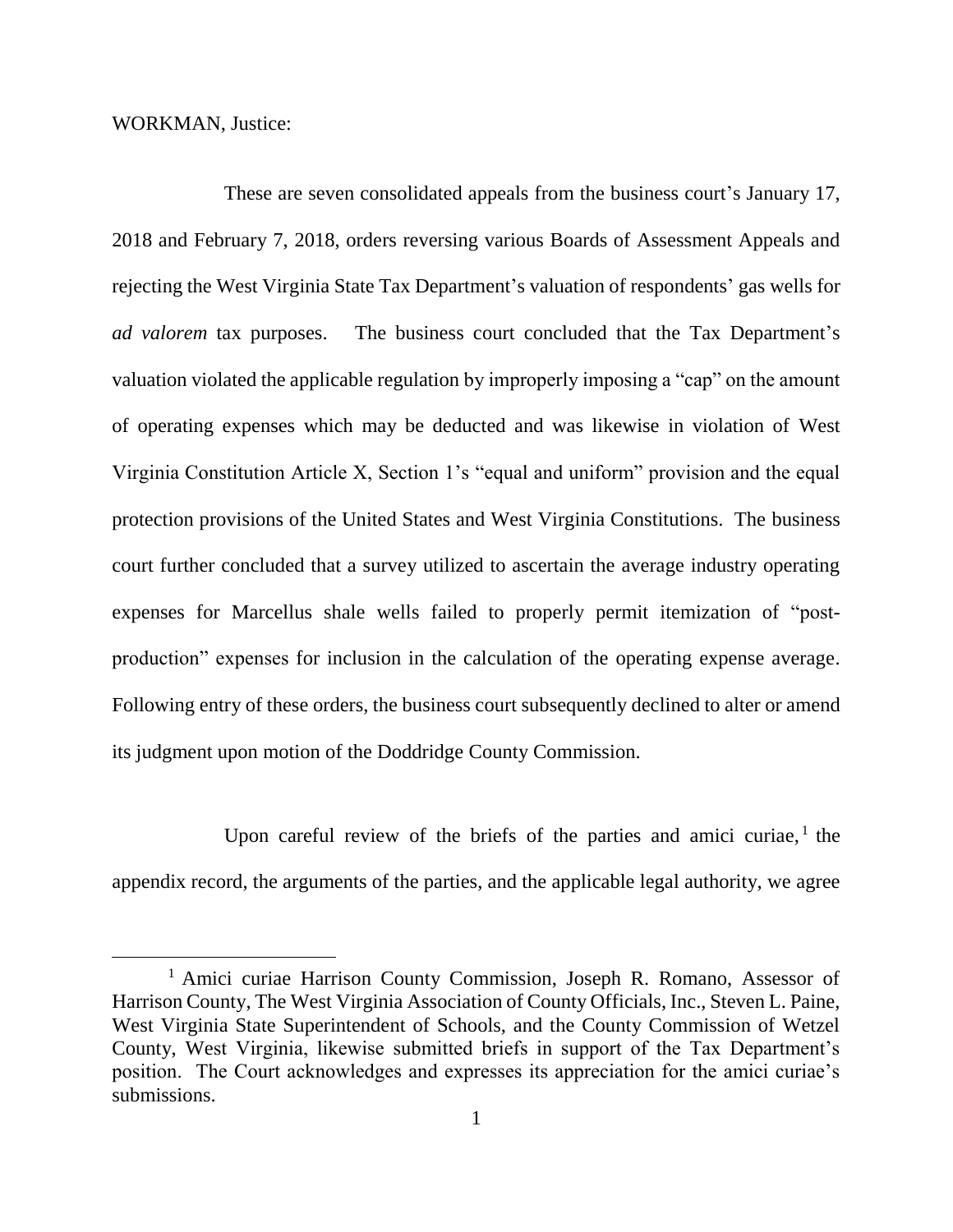WORKMAN, Justice:

These are seven consolidated appeals from the business court's January 17, 2018 and February 7, 2018, orders reversing various Boards of Assessment Appeals and rejecting the West Virginia State Tax Department's valuation of respondents' gas wells for *ad valorem* tax purposes. The business court concluded that the Tax Department's valuation violated the applicable regulation by improperly imposing a "cap" on the amount of operating expenses which may be deducted and was likewise in violation of West Virginia Constitution Article X, Section 1's "equal and uniform" provision and the equal protection provisions of the United States and West Virginia Constitutions. The business court further concluded that a survey utilized to ascertain the average industry operating expenses for Marcellus shale wells failed to properly permit itemization of "post-production" expenses for inclusion in the calculation of the operating expense average. Following entry of these orders, the business court subsequently declined to alter or amend its judgment upon motion of the Doddridge County Commission.

Upon careful review of the briefs of the parties and amici curiae,[1] the appendix record, the arguments of the parties, and the applicable legal authority, we agree

[1] Amici curiae Harrison County Commission, Joseph R. Romano, Assessor of Harrison County, The West Virginia Association of County Officials, Inc., Steven L. Paine, West Virginia State Superintendent of Schools, and the County Commission of Wetzel County, West Virginia, likewise submitted briefs in support of the Tax Department's position. The Court acknowledges and expresses its appreciation for the amici curiae's submissions.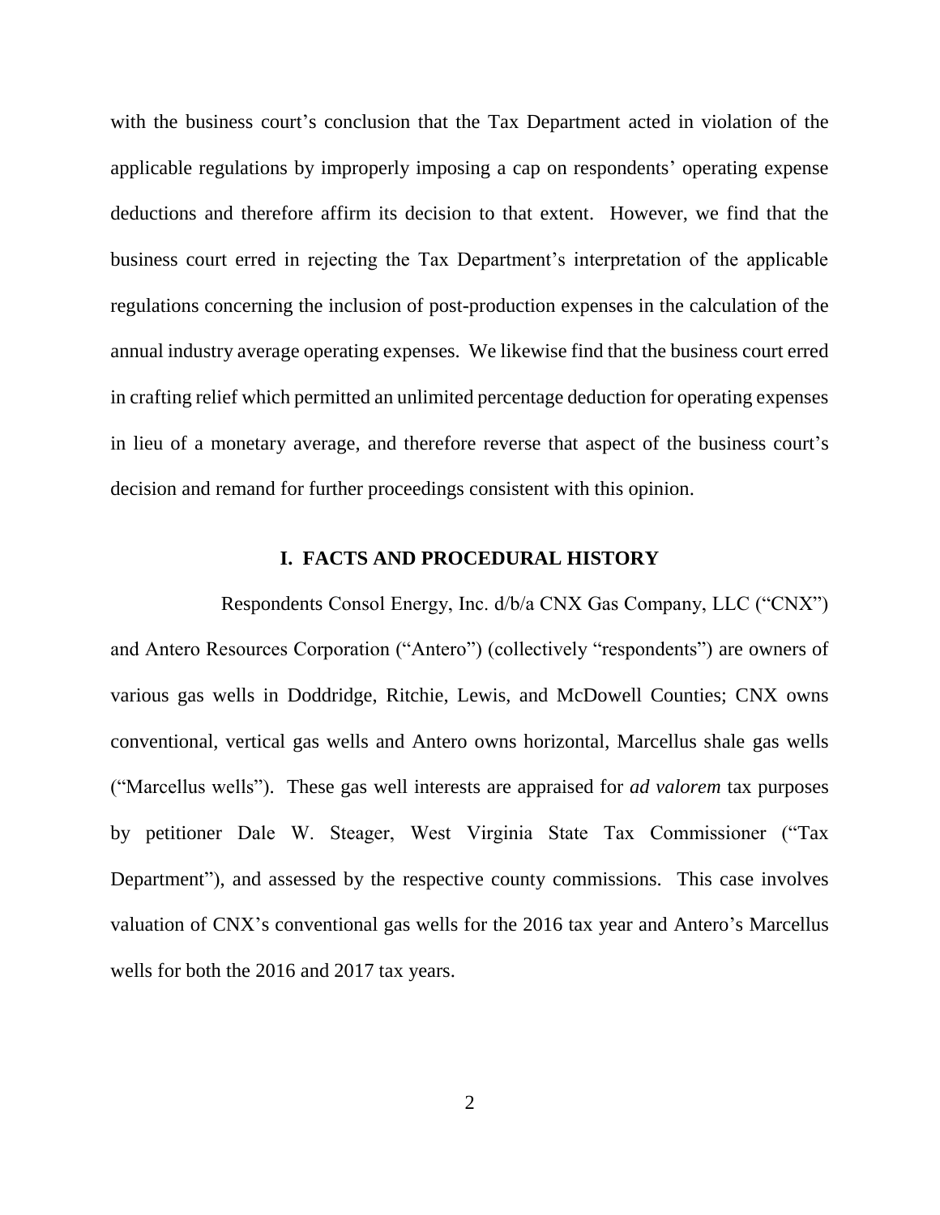with the business court's conclusion that the Tax Department acted in violation of the applicable regulations by improperly imposing a cap on respondents' operating expense deductions and therefore affirm its decision to that extent. However, we find that the business court erred in rejecting the Tax Department's interpretation of the applicable regulations concerning the inclusion of post-production expenses in the calculation of the annual industry average operating expenses. We likewise find that the business court erred in crafting relief which permitted an unlimited percentage deduction for operating expenses in lieu of a monetary average, and therefore reverse that aspect of the business court's decision and remand for further proceedings consistent with this opinion.

## I. FACTS AND PROCEDURAL HISTORY

Respondents Consol Energy, Inc. d/b/a CNX Gas Company, LLC ("CNX") and Antero Resources Corporation ("Antero") (collectively "respondents") are owners of various gas wells in Doddridge, Ritchie, Lewis, and McDowell Counties; CNX owns conventional, vertical gas wells and Antero owns horizontal, Marcellus shale gas wells ("Marcellus wells"). These gas well interests are appraised for *ad valorem* tax purposes by petitioner Dale W. Steager, West Virginia State Tax Commissioner ("Tax Department"), and assessed by the respective county commissions. This case involves valuation of CNX's conventional gas wells for the 2016 tax year and Antero's Marcellus wells for both the 2016 and 2017 tax years.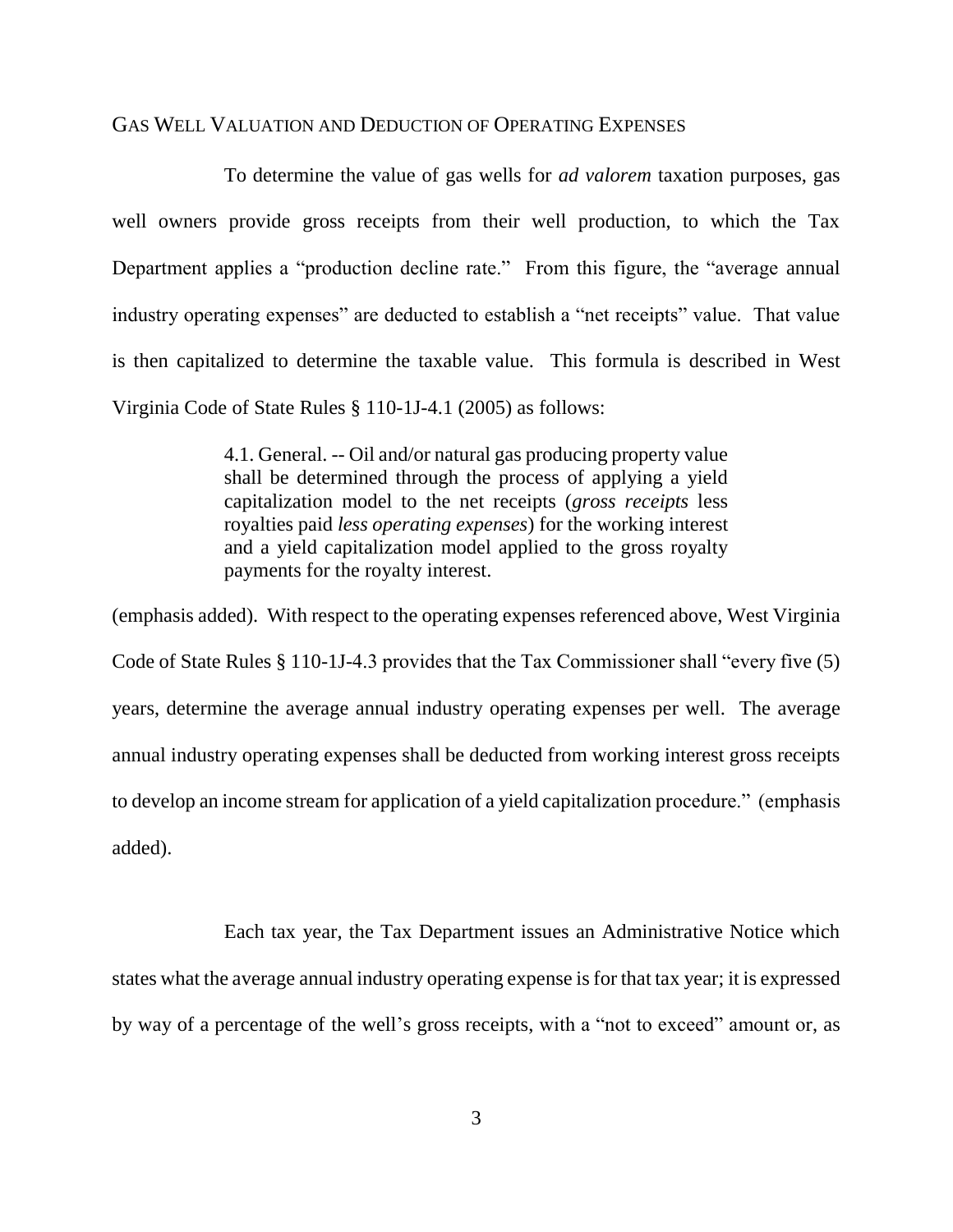## GAS WELL VALUATION AND DEDUCTION OF OPERATING EXPENSES

To determine the value of gas wells for *ad valorem* taxation purposes, gas well owners provide gross receipts from their well production, to which the Tax Department applies a "production decline rate." From this figure, the "average annual industry operating expenses" are deducted to establish a "net receipts" value. That value is then capitalized to determine the taxable value. This formula is described in West Virginia Code of State Rules § 110-1J-4.1 (2005) as follows:

> 4.1. General. -- Oil and/or natural gas producing property value shall be determined through the process of applying a yield capitalization model to the net receipts (*gross receipts* less royalties paid *less operating expenses*) for the working interest and a yield capitalization model applied to the gross royalty payments for the royalty interest.

(emphasis added). With respect to the operating expenses referenced above, West Virginia Code of State Rules § 110-1J-4.3 provides that the Tax Commissioner shall "every five (5) years, determine the average annual industry operating expenses per well. The average annual industry operating expenses shall be deducted from working interest gross receipts to develop an income stream for application of a yield capitalization procedure." (emphasis added).

Each tax year, the Tax Department issues an Administrative Notice which states what the average annual industry operating expense is for that tax year; it is expressed by way of a percentage of the well's gross receipts, with a "not to exceed" amount or, as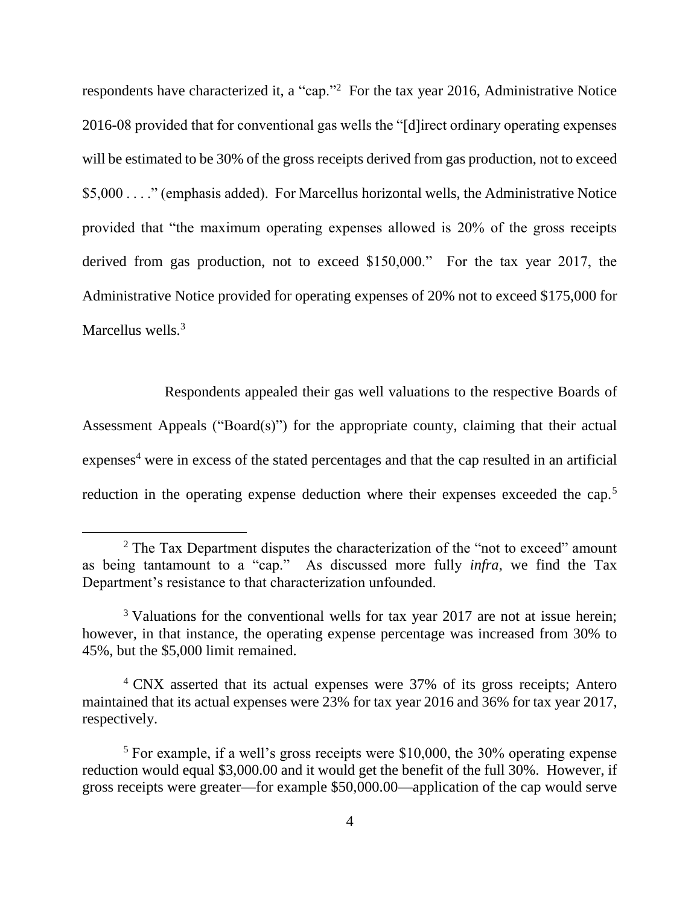respondents have characterized it, a "cap."[2] For the tax year 2016, Administrative Notice 2016-08 provided that for conventional gas wells the "[d]irect ordinary operating expenses will be estimated to be 30% of the gross receipts derived from gas production, not to exceed $5,000 . . . ." (emphasis added). For Marcellus horizontal wells, the Administrative Notice provided that "the maximum operating expenses allowed is 20% of the gross receipts derived from gas production, not to exceed $150,000." For the tax year 2017, the Administrative Notice provided for operating expenses of 20% not to exceed $175,000 for Marcellus wells.[3]

Respondents appealed their gas well valuations to the respective Boards of Assessment Appeals ("Board(s)") for the appropriate county, claiming that their actual expenses[4] were in excess of the stated percentages and that the cap resulted in an artificial reduction in the operating expense deduction where their expenses exceeded the cap.[5]

---

[2] The Tax Department disputes the characterization of the "not to exceed" amount as being tantamount to a "cap." As discussed more fully *infra*, we find the Tax Department's resistance to that characterization unfounded.

[3] Valuations for the conventional wells for tax year 2017 are not at issue herein; however, in that instance, the operating expense percentage was increased from 30% to 45%, but the $5,000 limit remained.

[4] CNX asserted that its actual expenses were 37% of its gross receipts; Antero maintained that its actual expenses were 23% for tax year 2016 and 36% for tax year 2017, respectively.

[5] For example, if a well's gross receipts were $10,000, the 30% operating expense reduction would equal $3,000.00 and it would get the benefit of the full 30%. However, if gross receipts were greater—for example $50,000.00—application of the cap would serve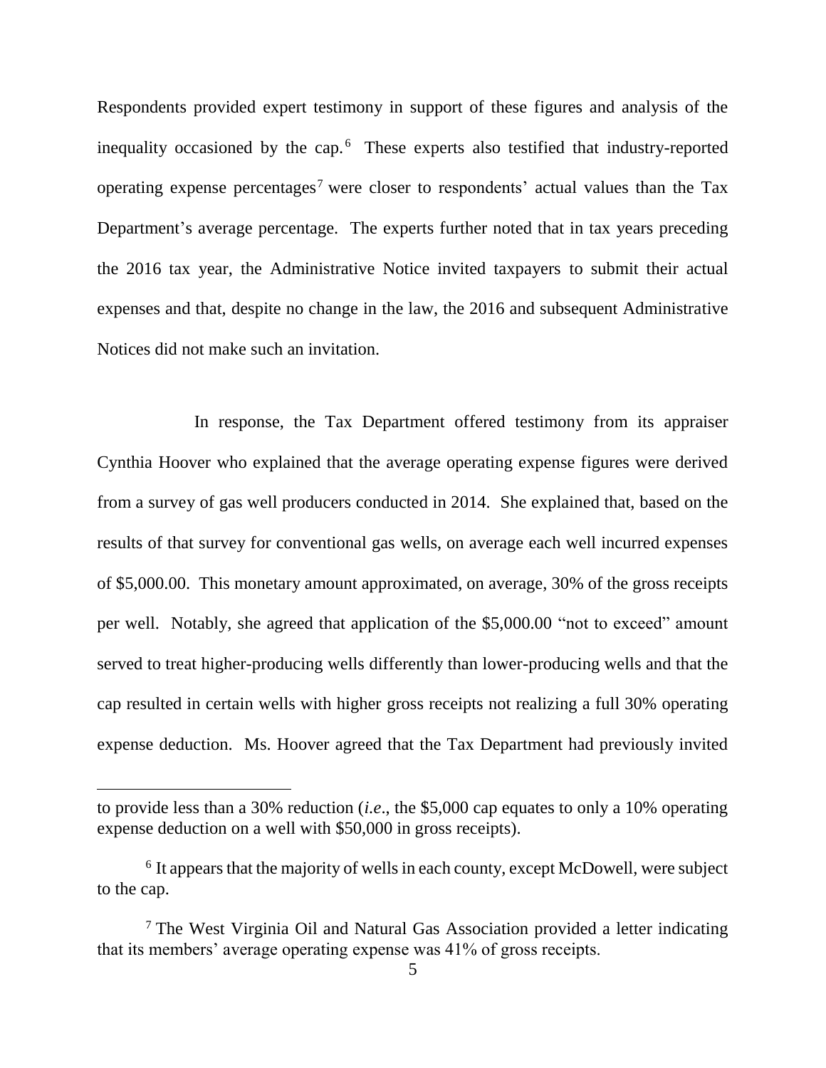Respondents provided expert testimony in support of these figures and analysis of the inequality occasioned by the cap.[6] These experts also testified that industry-reported operating expense percentages[7] were closer to respondents' actual values than the Tax Department's average percentage. The experts further noted that in tax years preceding the 2016 tax year, the Administrative Notice invited taxpayers to submit their actual expenses and that, despite no change in the law, the 2016 and subsequent Administrative Notices did not make such an invitation.

In response, the Tax Department offered testimony from its appraiser Cynthia Hoover who explained that the average operating expense figures were derived from a survey of gas well producers conducted in 2014. She explained that, based on the results of that survey for conventional gas wells, on average each well incurred expenses of $5,000.00. This monetary amount approximated, on average, 30% of the gross receipts per well. Notably, she agreed that application of the $5,000.00 "not to exceed" amount served to treat higher-producing wells differently than lower-producing wells and that the cap resulted in certain wells with higher gross receipts not realizing a full 30% operating expense deduction. Ms. Hoover agreed that the Tax Department had previously invited

---

to provide less than a 30% reduction (*i.e*., the $5,000 cap equates to only a 10% operating expense deduction on a well with $50,000 in gross receipts).

[6] It appears that the majority of wells in each county, except McDowell, were subject to the cap.

[7] The West Virginia Oil and Natural Gas Association provided a letter indicating that its members' average operating expense was 41% of gross receipts.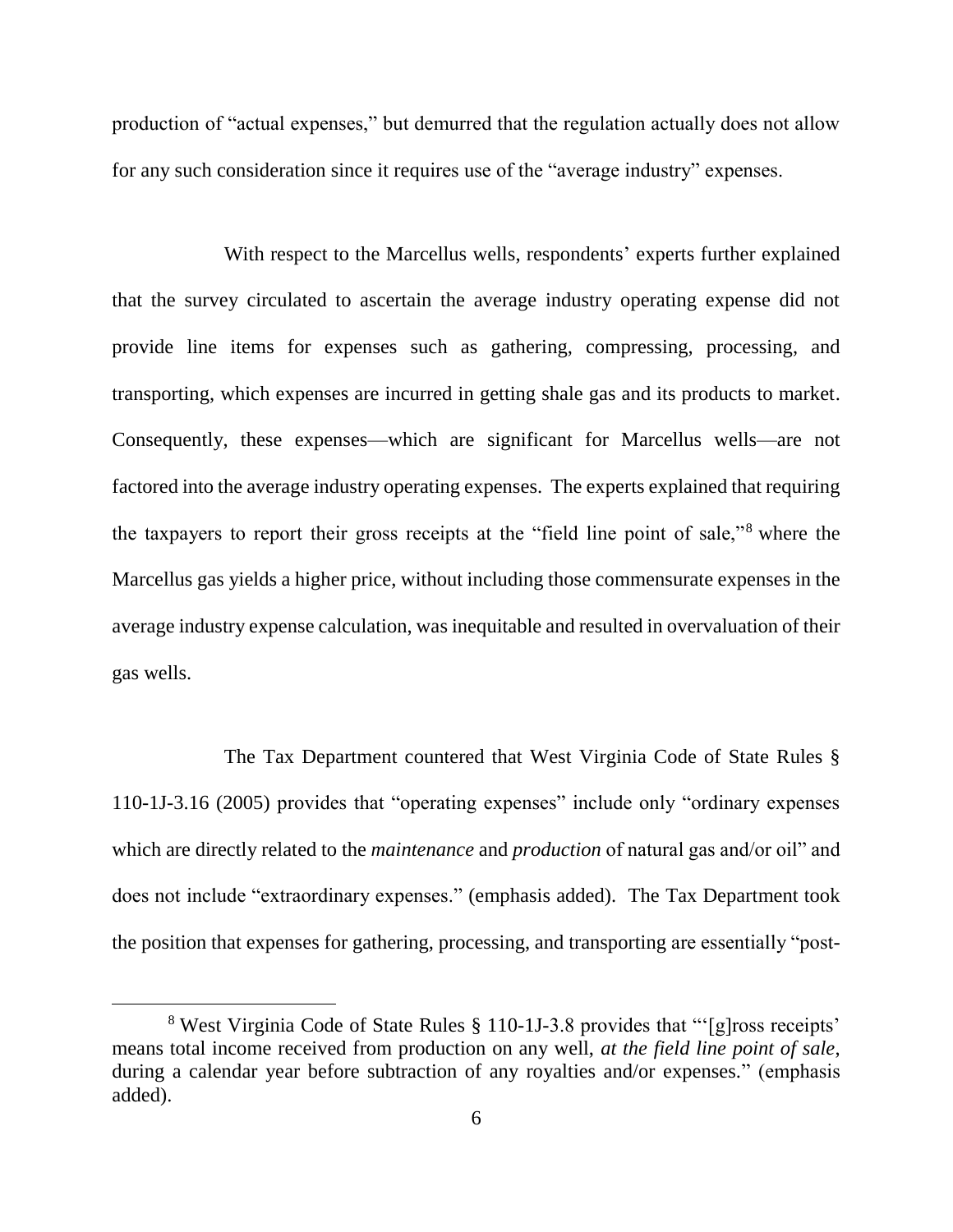production of "actual expenses," but demurred that the regulation actually does not allow for any such consideration since it requires use of the "average industry" expenses.

With respect to the Marcellus wells, respondents' experts further explained that the survey circulated to ascertain the average industry operating expense did not provide line items for expenses such as gathering, compressing, processing, and transporting, which expenses are incurred in getting shale gas and its products to market. Consequently, these expenses—which are significant for Marcellus wells—are not factored into the average industry operating expenses. The experts explained that requiring the taxpayers to report their gross receipts at the "field line point of sale,"[8] where the Marcellus gas yields a higher price, without including those commensurate expenses in the average industry expense calculation, was inequitable and resulted in overvaluation of their gas wells.

The Tax Department countered that West Virginia Code of State Rules § 110-1J-3.16 (2005) provides that "operating expenses" include only "ordinary expenses which are directly related to the *maintenance* and *production* of natural gas and/or oil" and does not include "extraordinary expenses." (emphasis added). The Tax Department took the position that expenses for gathering, processing, and transporting are essentially "post-

[8] West Virginia Code of State Rules § 110-1J-3.8 provides that "'[g]ross receipts' means total income received from production on any well, *at the field line point of sale*, during a calendar year before subtraction of any royalties and/or expenses." (emphasis added).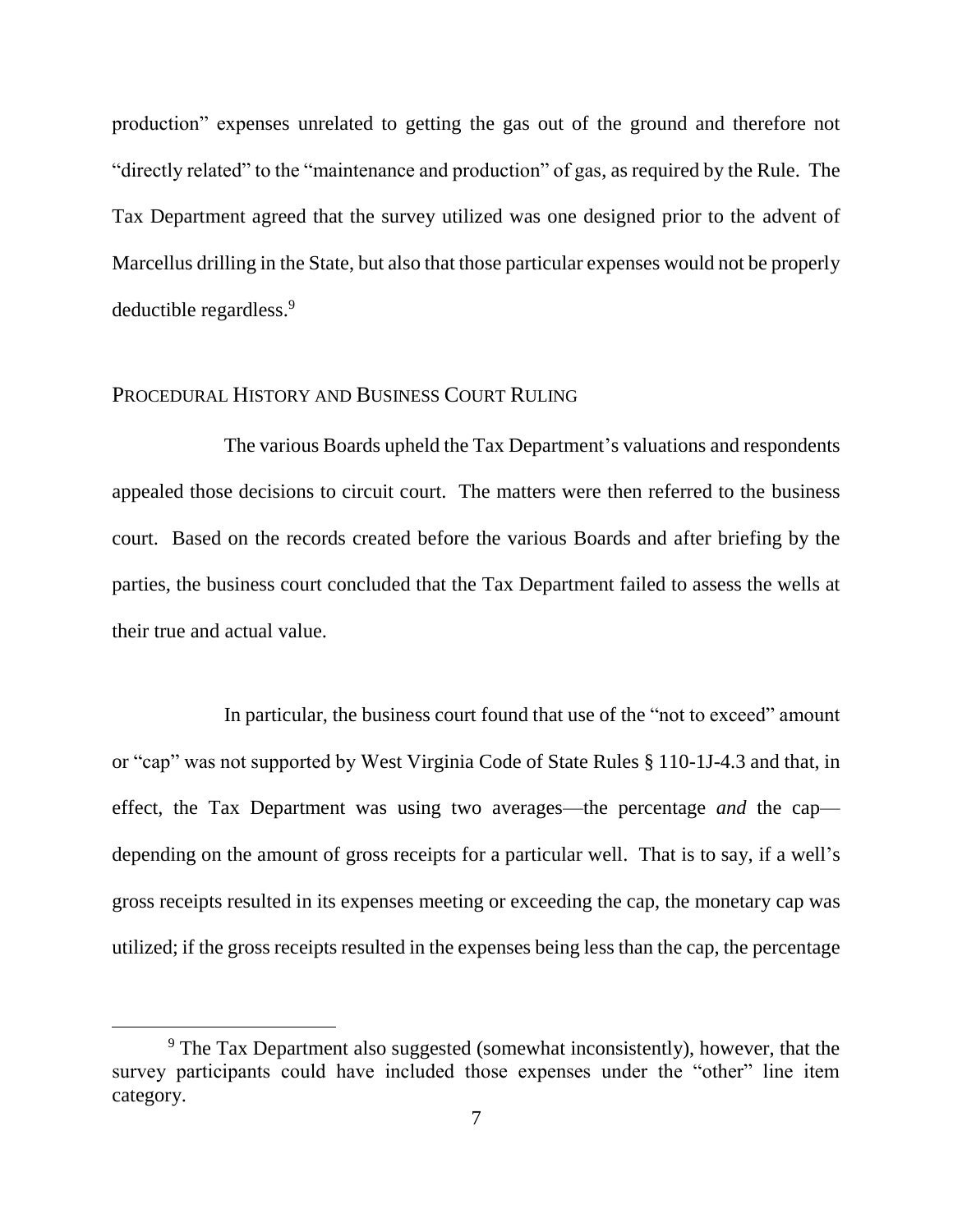production" expenses unrelated to getting the gas out of the ground and therefore not "directly related" to the "maintenance and production" of gas, as required by the Rule. The Tax Department agreed that the survey utilized was one designed prior to the advent of Marcellus drilling in the State, but also that those particular expenses would not be properly deductible regardless.[9]

## PROCEDURAL HISTORY AND BUSINESS COURT RULING

The various Boards upheld the Tax Department's valuations and respondents appealed those decisions to circuit court. The matters were then referred to the business court. Based on the records created before the various Boards and after briefing by the parties, the business court concluded that the Tax Department failed to assess the wells at their true and actual value.

In particular, the business court found that use of the "not to exceed" amount or "cap" was not supported by West Virginia Code of State Rules § 110-1J-4.3 and that, in effect, the Tax Department was using two averages—the percentage *and* the cap—depending on the amount of gross receipts for a particular well. That is to say, if a well's gross receipts resulted in its expenses meeting or exceeding the cap, the monetary cap was utilized; if the gross receipts resulted in the expenses being less than the cap, the percentage

---

[9] The Tax Department also suggested (somewhat inconsistently), however, that the survey participants could have included those expenses under the "other" line item category.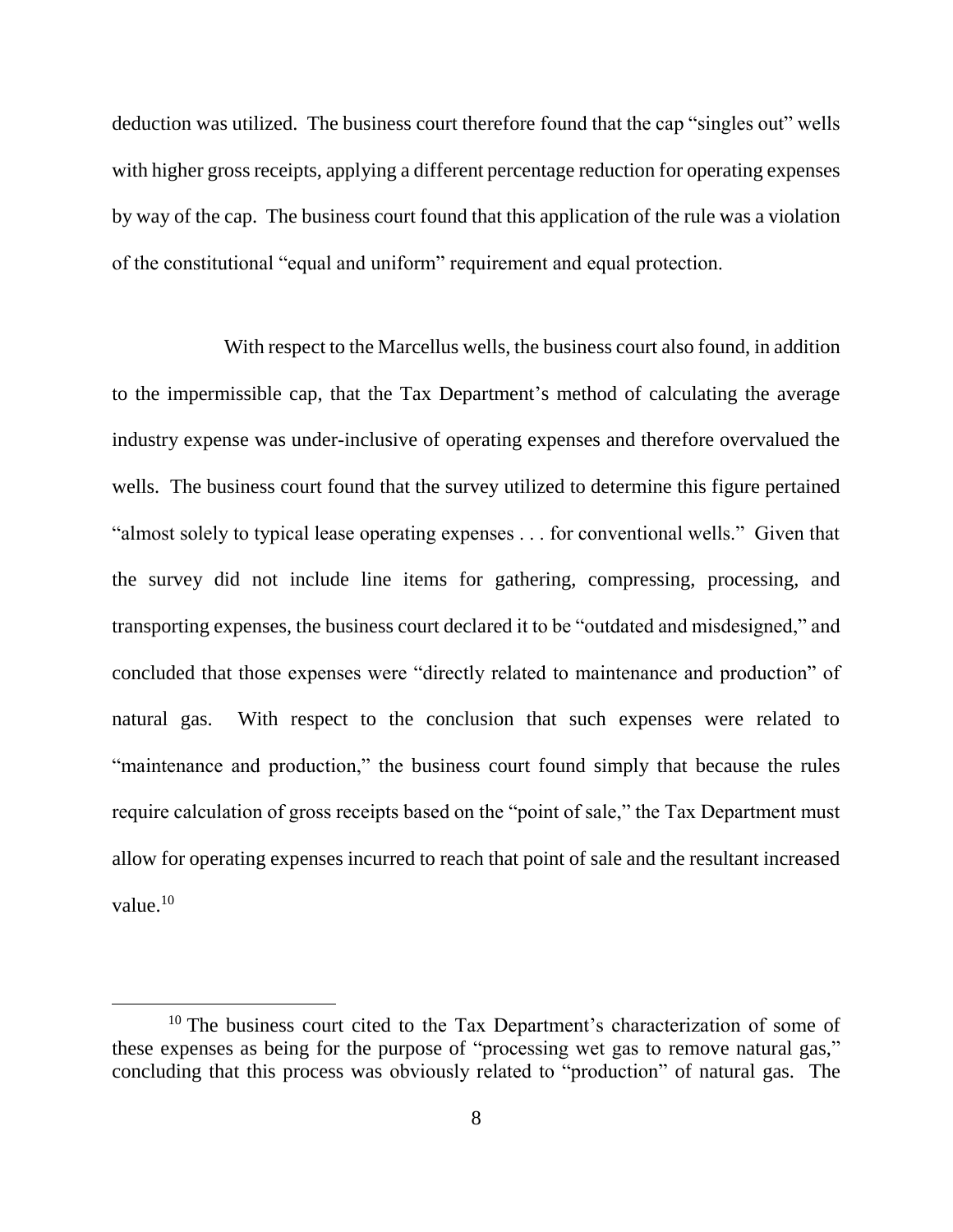deduction was utilized. The business court therefore found that the cap "singles out" wells with higher gross receipts, applying a different percentage reduction for operating expenses by way of the cap. The business court found that this application of the rule was a violation of the constitutional "equal and uniform" requirement and equal protection.

With respect to the Marcellus wells, the business court also found, in addition to the impermissible cap, that the Tax Department's method of calculating the average industry expense was under-inclusive of operating expenses and therefore overvalued the wells. The business court found that the survey utilized to determine this figure pertained "almost solely to typical lease operating expenses . . . for conventional wells." Given that the survey did not include line items for gathering, compressing, processing, and transporting expenses, the business court declared it to be "outdated and misdesigned," and concluded that those expenses were "directly related to maintenance and production" of natural gas. With respect to the conclusion that such expenses were related to "maintenance and production," the business court found simply that because the rules require calculation of gross receipts based on the "point of sale," the Tax Department must allow for operating expenses incurred to reach that point of sale and the resultant increased value.[10]

---

[10] The business court cited to the Tax Department's characterization of some of these expenses as being for the purpose of "processing wet gas to remove natural gas," concluding that this process was obviously related to "production" of natural gas. The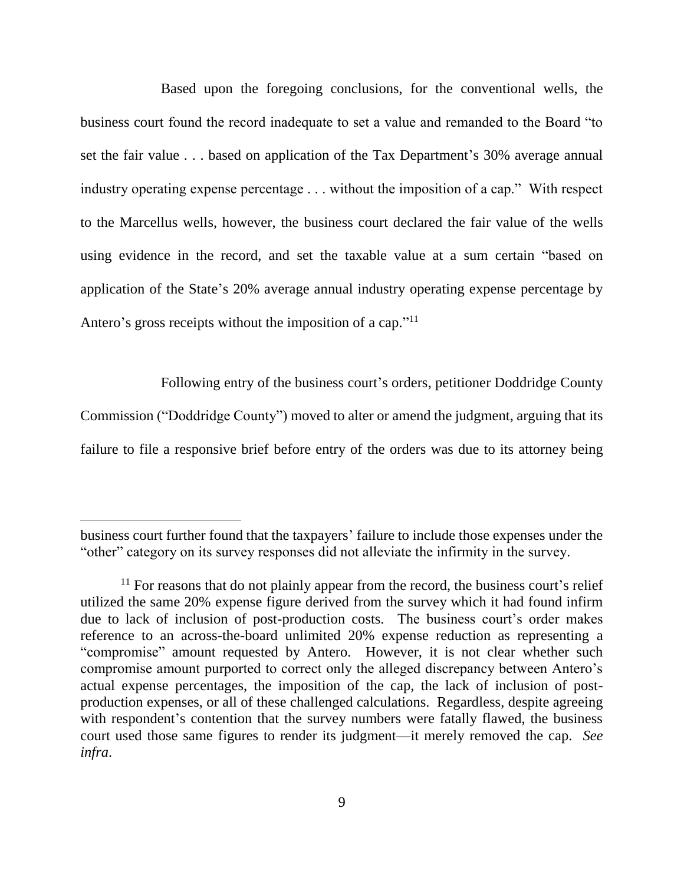Based upon the foregoing conclusions, for the conventional wells, the business court found the record inadequate to set a value and remanded to the Board "to set the fair value . . . based on application of the Tax Department's 30% average annual industry operating expense percentage . . . without the imposition of a cap." With respect to the Marcellus wells, however, the business court declared the fair value of the wells using evidence in the record, and set the taxable value at a sum certain "based on application of the State's 20% average annual industry operating expense percentage by Antero's gross receipts without the imposition of a cap."[11]

Following entry of the business court's orders, petitioner Doddridge County Commission ("Doddridge County") moved to alter or amend the judgment, arguing that its failure to file a responsive brief before entry of the orders was due to its attorney being

---

business court further found that the taxpayers' failure to include those expenses under the "other" category on its survey responses did not alleviate the infirmity in the survey.

[11] For reasons that do not plainly appear from the record, the business court's relief utilized the same 20% expense figure derived from the survey which it had found infirm due to lack of inclusion of post-production costs. The business court's order makes reference to an across-the-board unlimited 20% expense reduction as representing a "compromise" amount requested by Antero. However, it is not clear whether such compromise amount purported to correct only the alleged discrepancy between Antero's actual expense percentages, the imposition of the cap, the lack of inclusion of post-production expenses, or all of these challenged calculations. Regardless, despite agreeing with respondent's contention that the survey numbers were fatally flawed, the business court used those same figures to render its judgment—it merely removed the cap. *See infra*.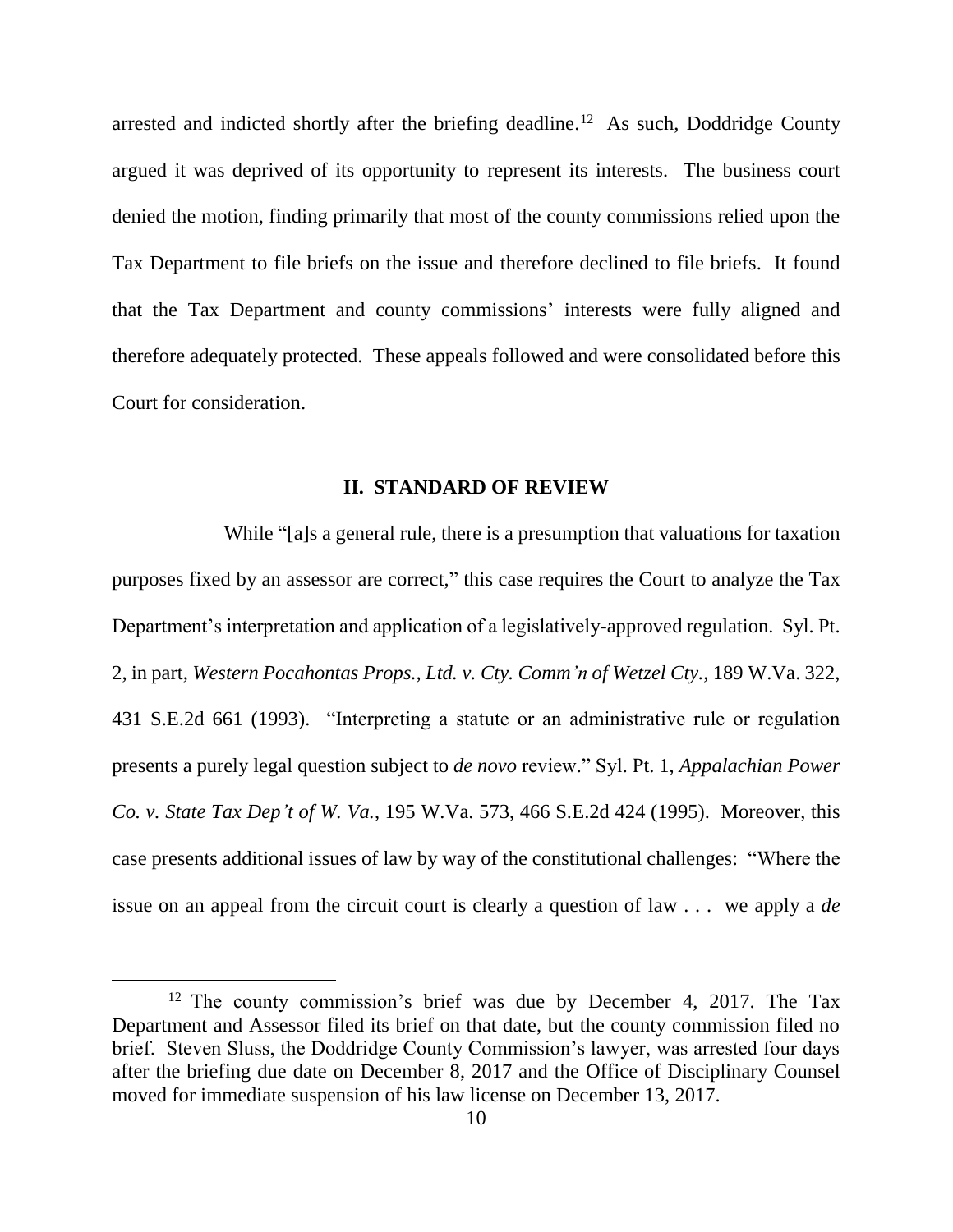arrested and indicted shortly after the briefing deadline.[12] As such, Doddridge County argued it was deprived of its opportunity to represent its interests. The business court denied the motion, finding primarily that most of the county commissions relied upon the Tax Department to file briefs on the issue and therefore declined to file briefs. It found that the Tax Department and county commissions' interests were fully aligned and therefore adequately protected. These appeals followed and were consolidated before this Court for consideration.

## II. STANDARD OF REVIEW

While "[a]s a general rule, there is a presumption that valuations for taxation purposes fixed by an assessor are correct," this case requires the Court to analyze the Tax Department's interpretation and application of a legislatively-approved regulation. Syl. Pt. 2, in part, *Western Pocahontas Props., Ltd. v. Cty. Comm'n of Wetzel Cty.*, 189 W.Va. 322, 431 S.E.2d 661 (1993). "Interpreting a statute or an administrative rule or regulation presents a purely legal question subject to *de novo* review." Syl. Pt. 1, *Appalachian Power Co. v. State Tax Dep't of W. Va.*, 195 W.Va. 573, 466 S.E.2d 424 (1995). Moreover, this case presents additional issues of law by way of the constitutional challenges: "Where the issue on an appeal from the circuit court is clearly a question of law . . . we apply a *de*

---

[12] The county commission's brief was due by December 4, 2017. The Tax Department and Assessor filed its brief on that date, but the county commission filed no brief. Steven Sluss, the Doddridge County Commission's lawyer, was arrested four days after the briefing due date on December 8, 2017 and the Office of Disciplinary Counsel moved for immediate suspension of his law license on December 13, 2017.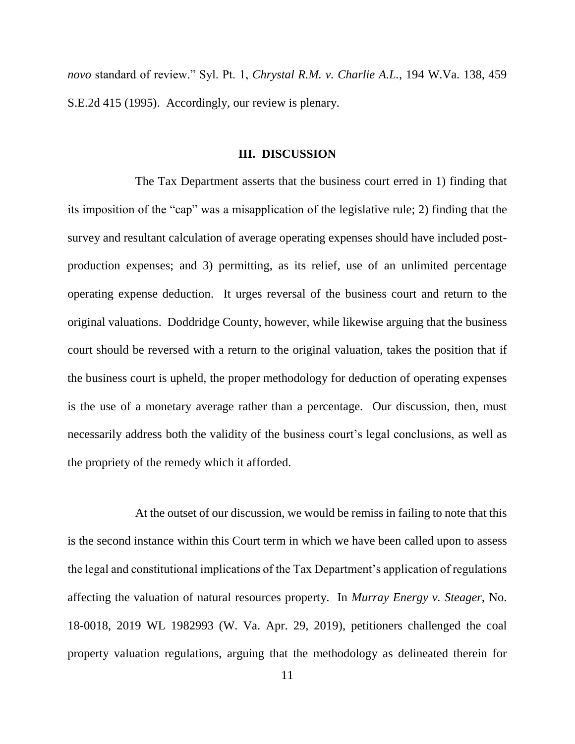*novo* standard of review." Syl. Pt. 1, *Chrystal R.M. v. Charlie A.L.*, 194 W.Va. 138, 459 S.E.2d 415 (1995). Accordingly, our review is plenary.

## III. DISCUSSION

The Tax Department asserts that the business court erred in 1) finding that its imposition of the "cap" was a misapplication of the legislative rule; 2) finding that the survey and resultant calculation of average operating expenses should have included post-production expenses; and 3) permitting, as its relief, use of an unlimited percentage operating expense deduction. It urges reversal of the business court and return to the original valuations. Doddridge County, however, while likewise arguing that the business court should be reversed with a return to the original valuation, takes the position that if the business court is upheld, the proper methodology for deduction of operating expenses is the use of a monetary average rather than a percentage. Our discussion, then, must necessarily address both the validity of the business court's legal conclusions, as well as the propriety of the remedy which it afforded.

At the outset of our discussion, we would be remiss in failing to note that this is the second instance within this Court term in which we have been called upon to assess the legal and constitutional implications of the Tax Department's application of regulations affecting the valuation of natural resources property. In *Murray Energy v. Steager*, No. 18-0018, 2019 WL 1982993 (W. Va. Apr. 29, 2019), petitioners challenged the coal property valuation regulations, arguing that the methodology as delineated therein for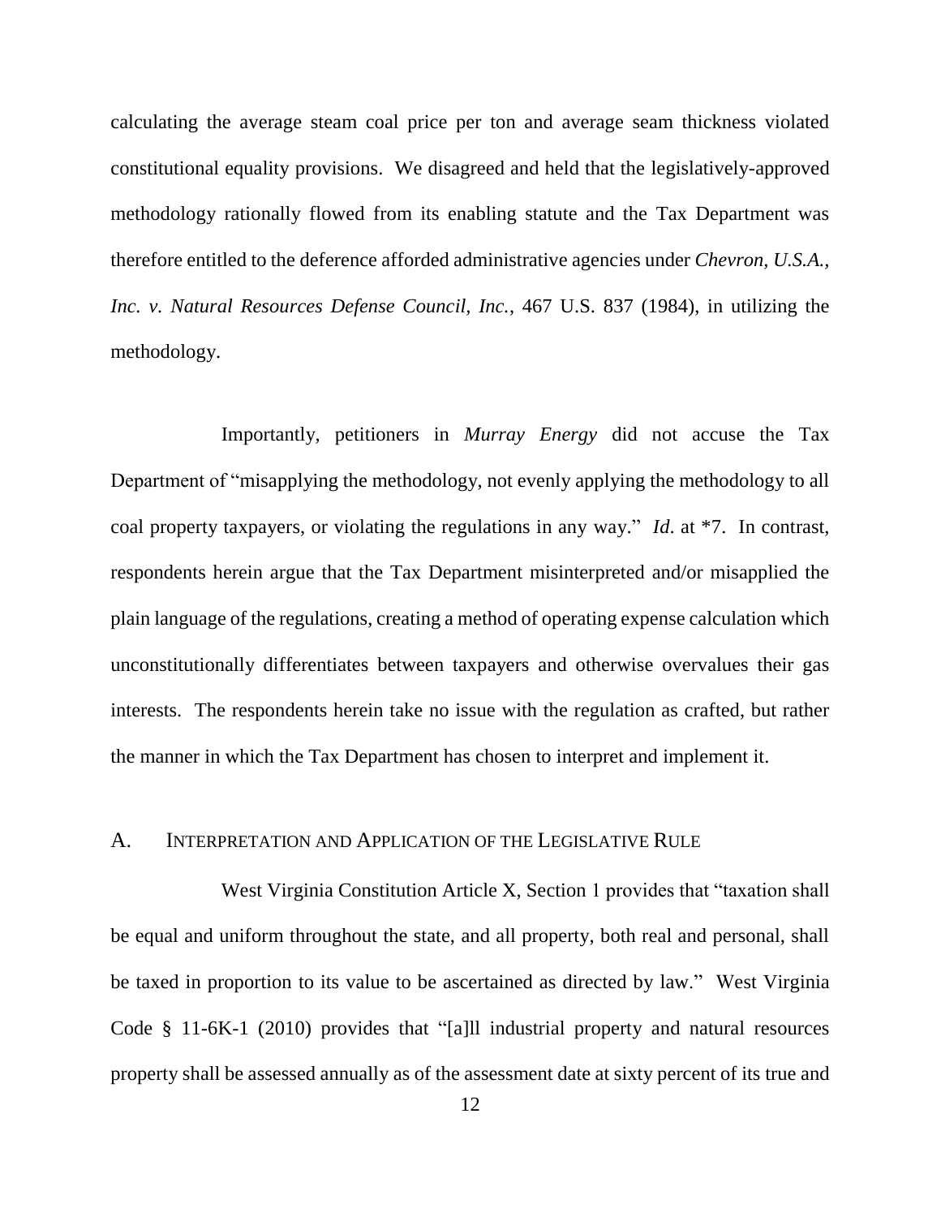calculating the average steam coal price per ton and average seam thickness violated constitutional equality provisions. We disagreed and held that the legislatively-approved methodology rationally flowed from its enabling statute and the Tax Department was therefore entitled to the deference afforded administrative agencies under *Chevron, U.S.A., Inc. v. Natural Resources Defense Council, Inc.*, 467 U.S. 837 (1984), in utilizing the methodology.

Importantly, petitioners in *Murray Energy* did not accuse the Tax Department of "misapplying the methodology, not evenly applying the methodology to all coal property taxpayers, or violating the regulations in any way." *Id*. at *7. In contrast, respondents herein argue that the Tax Department misinterpreted and/or misapplied the plain language of the regulations, creating a method of operating expense calculation which unconstitutionally differentiates between taxpayers and otherwise overvalues their gas interests. The respondents herein take no issue with the regulation as crafted, but rather the manner in which the Tax Department has chosen to interpret and implement it.

## A. INTERPRETATION AND APPLICATION OF THE LEGISLATIVE RULE

West Virginia Constitution Article X, Section 1 provides that "taxation shall be equal and uniform throughout the state, and all property, both real and personal, shall be taxed in proportion to its value to be ascertained as directed by law." West Virginia Code § 11-6K-1 (2010) provides that "[a]ll industrial property and natural resources property shall be assessed annually as of the assessment date at sixty percent of its true and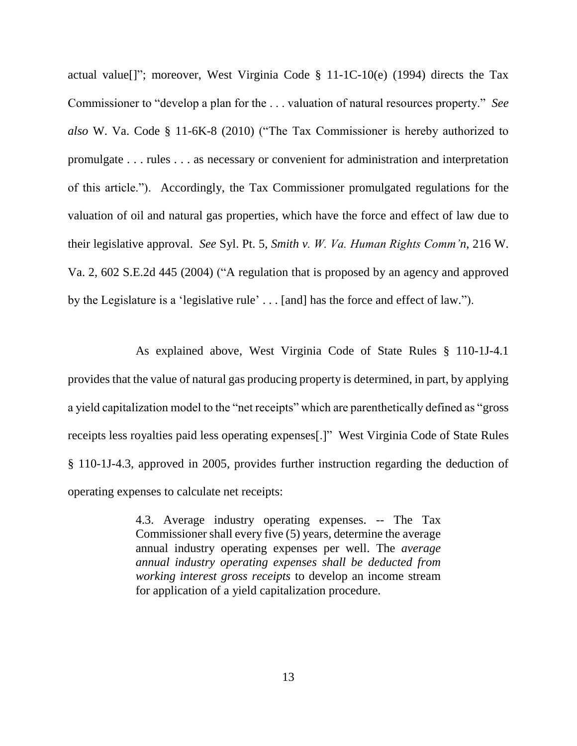actual value[]"; moreover, West Virginia Code § 11-1C-10(e) (1994) directs the Tax Commissioner to "develop a plan for the . . . valuation of natural resources property." *See also* W. Va. Code § 11-6K-8 (2010) ("The Tax Commissioner is hereby authorized to promulgate . . . rules . . . as necessary or convenient for administration and interpretation of this article."). Accordingly, the Tax Commissioner promulgated regulations for the valuation of oil and natural gas properties, which have the force and effect of law due to their legislative approval. *See* Syl. Pt. 5, *Smith v. W. Va. Human Rights Comm'n*, 216 W. Va. 2, 602 S.E.2d 445 (2004) ("A regulation that is proposed by an agency and approved by the Legislature is a 'legislative rule' . . . [and] has the force and effect of law.").

As explained above, West Virginia Code of State Rules § 110-1J-4.1 provides that the value of natural gas producing property is determined, in part, by applying a yield capitalization model to the "net receipts" which are parenthetically defined as "gross receipts less royalties paid less operating expenses[.]" West Virginia Code of State Rules § 110-1J-4.3, approved in 2005, provides further instruction regarding the deduction of operating expenses to calculate net receipts:

> 4.3. Average industry operating expenses. -- The Tax Commissioner shall every five (5) years, determine the average annual industry operating expenses per well. The *average annual industry operating expenses shall be deducted from working interest gross receipts* to develop an income stream for application of a yield capitalization procedure.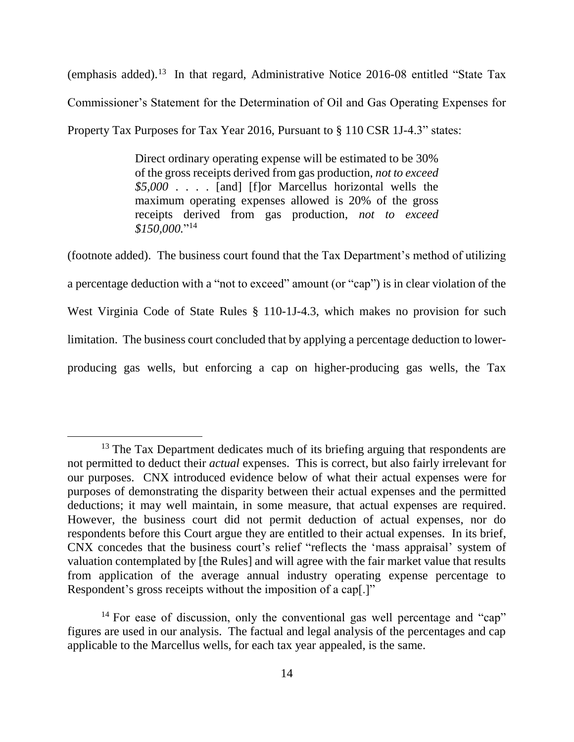(emphasis added).[13] In that regard, Administrative Notice 2016-08 entitled "State Tax Commissioner's Statement for the Determination of Oil and Gas Operating Expenses for Property Tax Purposes for Tax Year 2016, Pursuant to § 110 CSR 1J-4.3" states:

> Direct ordinary operating expense will be estimated to be 30% of the gross receipts derived from gas production, *not to exceed $5,000* . . . . [and] [f]or Marcellus horizontal wells the maximum operating expenses allowed is 20% of the gross receipts derived from gas production, *not to exceed $150,000.*"[14]

(footnote added). The business court found that the Tax Department's method of utilizing a percentage deduction with a "not to exceed" amount (or "cap") is in clear violation of the West Virginia Code of State Rules § 110-1J-4.3, which makes no provision for such limitation. The business court concluded that by applying a percentage deduction to lower-producing gas wells, but enforcing a cap on higher-producing gas wells, the Tax

---

[13] The Tax Department dedicates much of its briefing arguing that respondents are not permitted to deduct their *actual* expenses. This is correct, but also fairly irrelevant for our purposes. CNX introduced evidence below of what their actual expenses were for purposes of demonstrating the disparity between their actual expenses and the permitted deductions; it may well maintain, in some measure, that actual expenses are required. However, the business court did not permit deduction of actual expenses, nor do respondents before this Court argue they are entitled to their actual expenses. In its brief, CNX concedes that the business court's relief "reflects the 'mass appraisal' system of valuation contemplated by [the Rules] and will agree with the fair market value that results from application of the average annual industry operating expense percentage to Respondent's gross receipts without the imposition of a cap[.]"

[14] For ease of discussion, only the conventional gas well percentage and "cap" figures are used in our analysis. The factual and legal analysis of the percentages and cap applicable to the Marcellus wells, for each tax year appealed, is the same.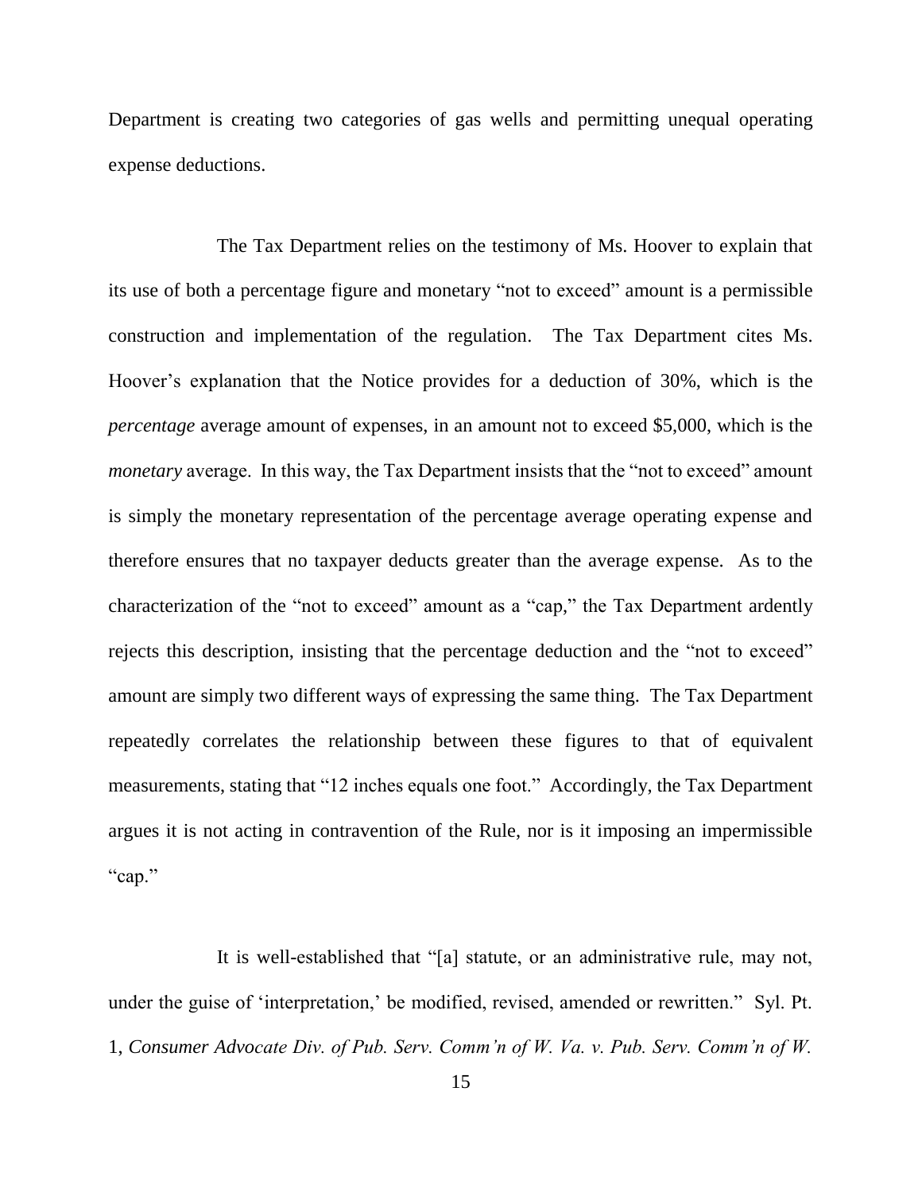Department is creating two categories of gas wells and permitting unequal operating expense deductions.

The Tax Department relies on the testimony of Ms. Hoover to explain that its use of both a percentage figure and monetary "not to exceed" amount is a permissible construction and implementation of the regulation. The Tax Department cites Ms. Hoover's explanation that the Notice provides for a deduction of 30%, which is the *percentage* average amount of expenses, in an amount not to exceed $5,000, which is the *monetary* average. In this way, the Tax Department insists that the "not to exceed" amount is simply the monetary representation of the percentage average operating expense and therefore ensures that no taxpayer deducts greater than the average expense. As to the characterization of the "not to exceed" amount as a "cap," the Tax Department ardently rejects this description, insisting that the percentage deduction and the "not to exceed" amount are simply two different ways of expressing the same thing. The Tax Department repeatedly correlates the relationship between these figures to that of equivalent measurements, stating that "12 inches equals one foot." Accordingly, the Tax Department argues it is not acting in contravention of the Rule, nor is it imposing an impermissible "cap."

It is well-established that "[a] statute, or an administrative rule, may not, under the guise of 'interpretation,' be modified, revised, amended or rewritten." Syl. Pt. 1, *Consumer Advocate Div. of Pub. Serv. Comm'n of W. Va. v. Pub. Serv. Comm'n of W.*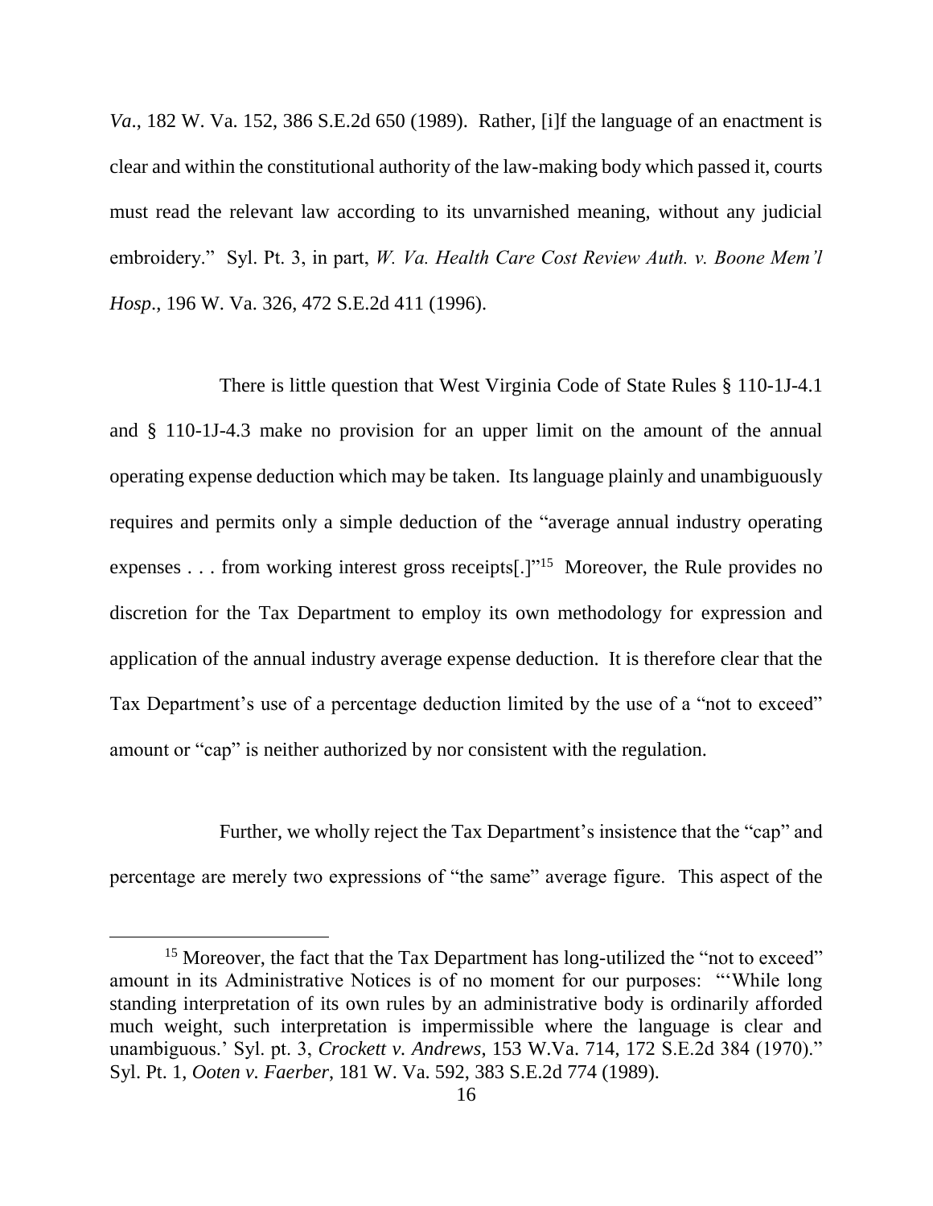*Va*., 182 W. Va. 152, 386 S.E.2d 650 (1989). Rather, [i]f the language of an enactment is clear and within the constitutional authority of the law-making body which passed it, courts must read the relevant law according to its unvarnished meaning, without any judicial embroidery." Syl. Pt. 3, in part, *W. Va. Health Care Cost Review Auth. v. Boone Mem'l Hosp*., 196 W. Va. 326, 472 S.E.2d 411 (1996).

There is little question that West Virginia Code of State Rules § 110-1J-4.1 and § 110-1J-4.3 make no provision for an upper limit on the amount of the annual operating expense deduction which may be taken. Its language plainly and unambiguously requires and permits only a simple deduction of the "average annual industry operating expenses . . . from working interest gross receipts[.]"[15] Moreover, the Rule provides no discretion for the Tax Department to employ its own methodology for expression and application of the annual industry average expense deduction. It is therefore clear that the Tax Department's use of a percentage deduction limited by the use of a "not to exceed" amount or "cap" is neither authorized by nor consistent with the regulation.

Further, we wholly reject the Tax Department's insistence that the "cap" and percentage are merely two expressions of "the same" average figure. This aspect of the

[15] Moreover, the fact that the Tax Department has long-utilized the "not to exceed" amount in its Administrative Notices is of no moment for our purposes: "'While long standing interpretation of its own rules by an administrative body is ordinarily afforded much weight, such interpretation is impermissible where the language is clear and unambiguous.' Syl. pt. 3, *Crockett v. Andrews*, 153 W.Va. 714, 172 S.E.2d 384 (1970)." Syl. Pt. 1, *Ooten v. Faerber*, 181 W. Va. 592, 383 S.E.2d 774 (1989).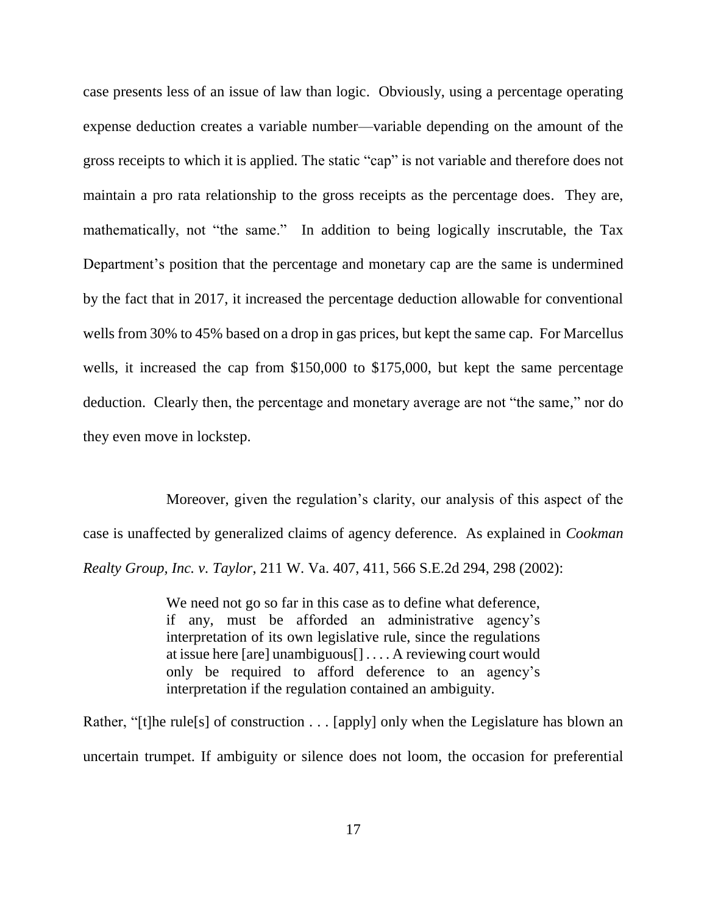case presents less of an issue of law than logic. Obviously, using a percentage operating expense deduction creates a variable number—variable depending on the amount of the gross receipts to which it is applied. The static "cap" is not variable and therefore does not maintain a pro rata relationship to the gross receipts as the percentage does. They are, mathematically, not "the same." In addition to being logically inscrutable, the Tax Department's position that the percentage and monetary cap are the same is undermined by the fact that in 2017, it increased the percentage deduction allowable for conventional wells from 30% to 45% based on a drop in gas prices, but kept the same cap. For Marcellus wells, it increased the cap from $150,000 to $175,000, but kept the same percentage deduction. Clearly then, the percentage and monetary average are not "the same," nor do they even move in lockstep.

Moreover, given the regulation's clarity, our analysis of this aspect of the case is unaffected by generalized claims of agency deference. As explained in *Cookman Realty Group, Inc. v. Taylor*, 211 W. Va. 407, 411, 566 S.E.2d 294, 298 (2002):

> We need not go so far in this case as to define what deference, if any, must be afforded an administrative agency's interpretation of its own legislative rule, since the regulations at issue here [are] unambiguous[] . . . . A reviewing court would only be required to afford deference to an agency's interpretation if the regulation contained an ambiguity.

Rather, "[t]he rule[s] of construction . . . [apply] only when the Legislature has blown an uncertain trumpet. If ambiguity or silence does not loom, the occasion for preferential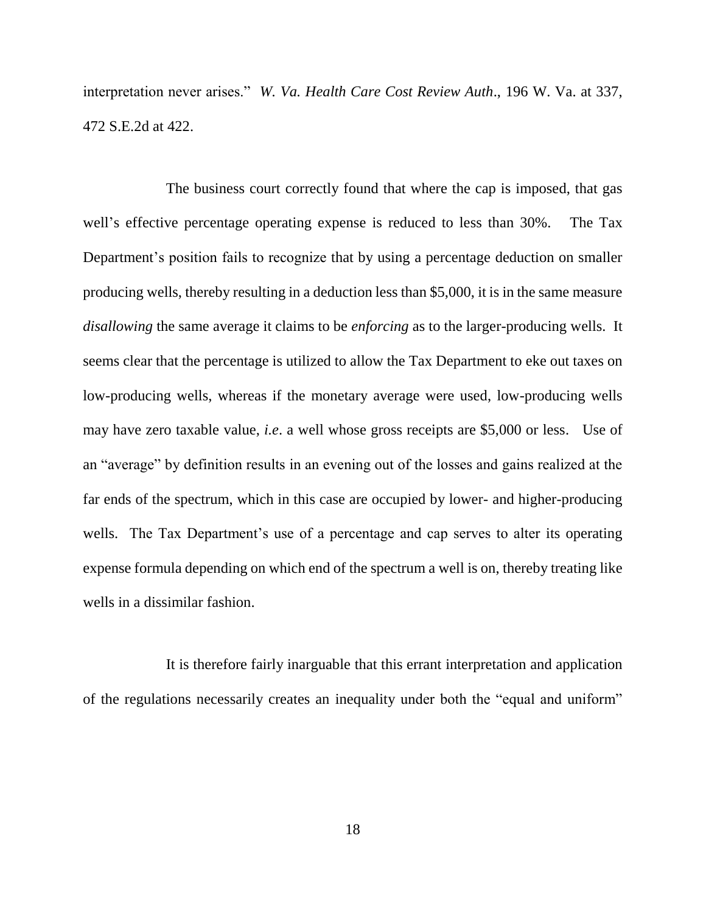interpretation never arises." *W. Va. Health Care Cost Review Auth*., 196 W. Va. at 337, 472 S.E.2d at 422.

The business court correctly found that where the cap is imposed, that gas well's effective percentage operating expense is reduced to less than 30%. The Tax Department's position fails to recognize that by using a percentage deduction on smaller producing wells, thereby resulting in a deduction less than $5,000, it is in the same measure *disallowing* the same average it claims to be *enforcing* as to the larger-producing wells. It seems clear that the percentage is utilized to allow the Tax Department to eke out taxes on low-producing wells, whereas if the monetary average were used, low-producing wells may have zero taxable value, *i.e*. a well whose gross receipts are $5,000 or less. Use of an "average" by definition results in an evening out of the losses and gains realized at the far ends of the spectrum, which in this case are occupied by lower- and higher-producing wells. The Tax Department's use of a percentage and cap serves to alter its operating expense formula depending on which end of the spectrum a well is on, thereby treating like wells in a dissimilar fashion.

It is therefore fairly inarguable that this errant interpretation and application of the regulations necessarily creates an inequality under both the "equal and uniform"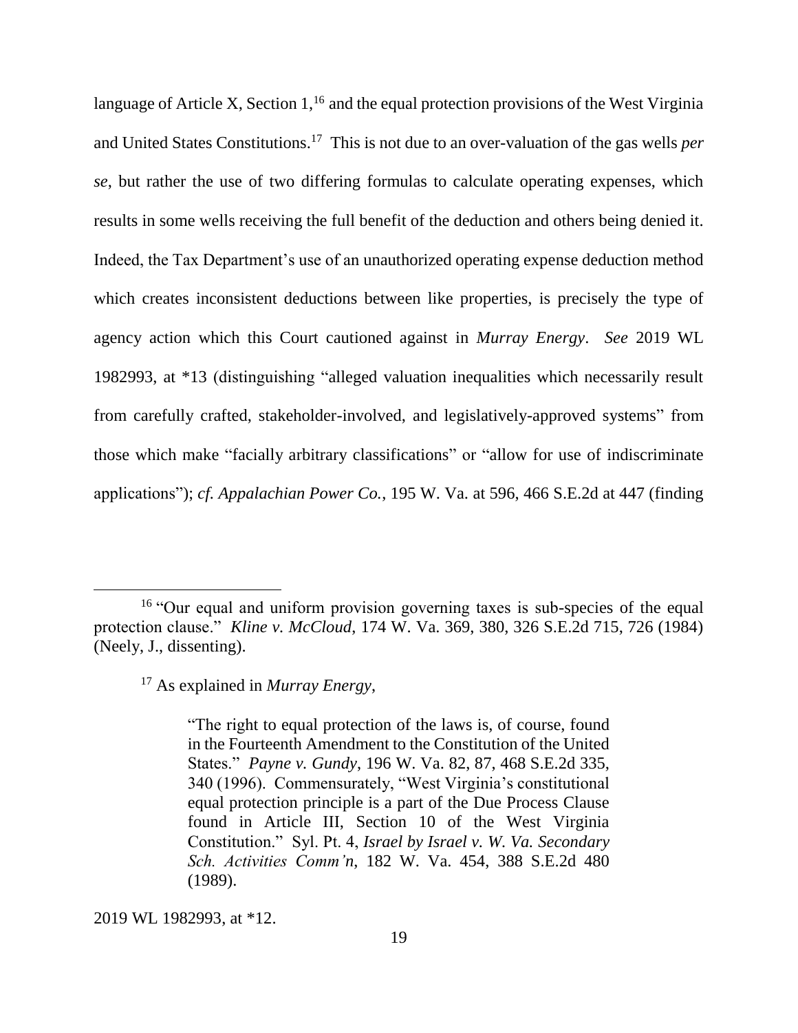language of Article X, Section 1,[16] and the equal protection provisions of the West Virginia and United States Constitutions.[17] This is not due to an over-valuation of the gas wells *per se*, but rather the use of two differing formulas to calculate operating expenses, which results in some wells receiving the full benefit of the deduction and others being denied it. Indeed, the Tax Department's use of an unauthorized operating expense deduction method which creates inconsistent deductions between like properties, is precisely the type of agency action which this Court cautioned against in *Murray Energy*. *See* 2019 WL 1982993, at *13 (distinguishing "alleged valuation inequalities which necessarily result from carefully crafted, stakeholder-involved, and legislatively-approved systems" from those which make "facially arbitrary classifications" or "allow for use of indiscriminate applications"); *cf. Appalachian Power Co.*, 195 W. Va. at 596, 466 S.E.2d at 447 (finding

---

[16] "Our equal and uniform provision governing taxes is sub-species of the equal protection clause." *Kline v. McCloud*, 174 W. Va. 369, 380, 326 S.E.2d 715, 726 (1984) (Neely, J., dissenting).

[17] As explained in *Murray Energy*,

> "The right to equal protection of the laws is, of course, found in the Fourteenth Amendment to the Constitution of the United States." *Payne v. Gundy*, 196 W. Va. 82, 87, 468 S.E.2d 335, 340 (1996). Commensurately, "West Virginia's constitutional equal protection principle is a part of the Due Process Clause found in Article III, Section 10 of the West Virginia Constitution." Syl. Pt. 4, *Israel by Israel v. W. Va. Secondary Sch. Activities Comm'n*, 182 W. Va. 454, 388 S.E.2d 480 (1989).

2019 WL 1982993, at *12.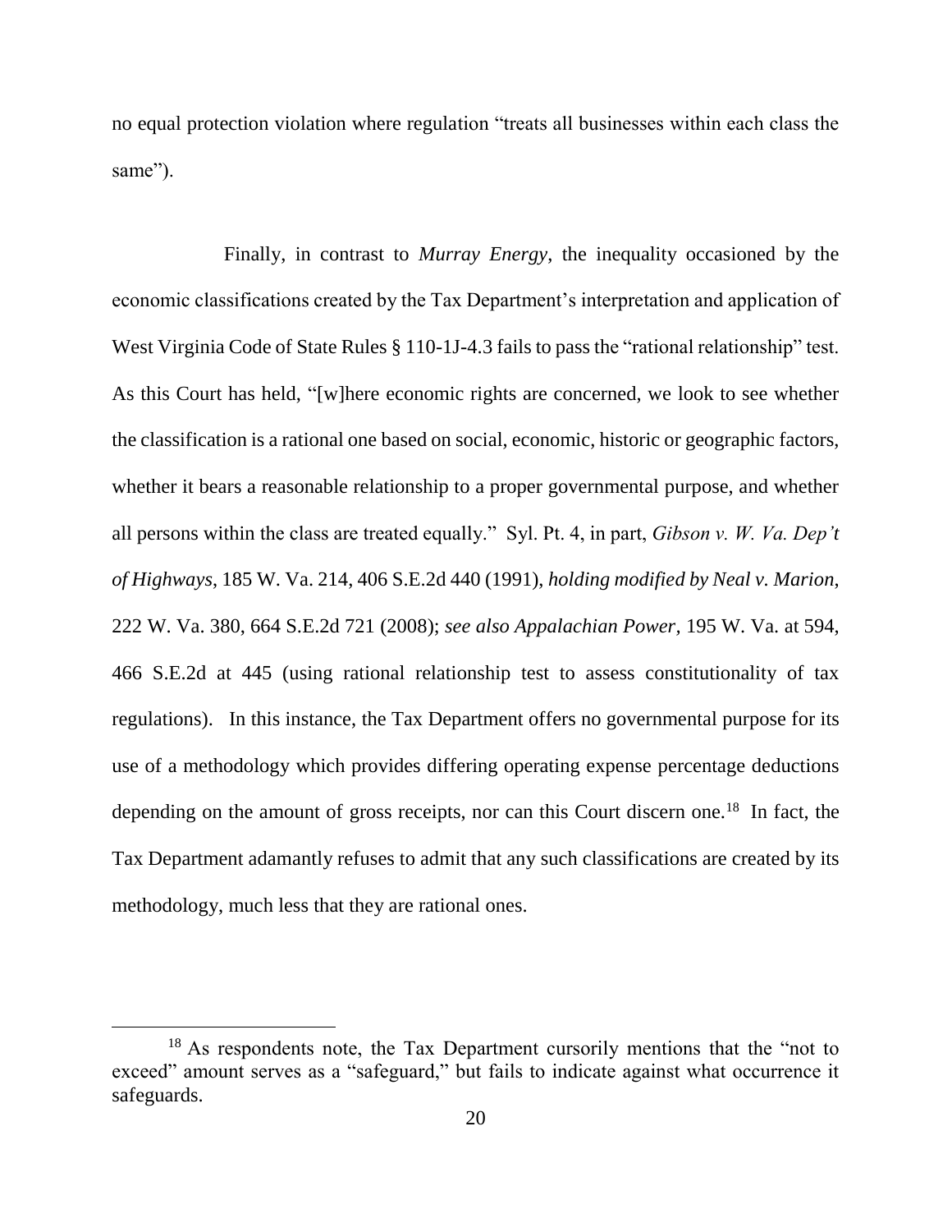no equal protection violation where regulation "treats all businesses within each class the same").

Finally, in contrast to *Murray Energy*, the inequality occasioned by the economic classifications created by the Tax Department's interpretation and application of West Virginia Code of State Rules § 110-1J-4.3 fails to pass the "rational relationship" test. As this Court has held, "[w]here economic rights are concerned, we look to see whether the classification is a rational one based on social, economic, historic or geographic factors, whether it bears a reasonable relationship to a proper governmental purpose, and whether all persons within the class are treated equally." Syl. Pt. 4, in part, *Gibson v. W. Va. Dep't of Highways*, 185 W. Va. 214, 406 S.E.2d 440 (1991), *holding modified by Neal v. Marion*, 222 W. Va. 380, 664 S.E.2d 721 (2008); *see also Appalachian Power*, 195 W. Va. at 594, 466 S.E.2d at 445 (using rational relationship test to assess constitutionality of tax regulations). In this instance, the Tax Department offers no governmental purpose for its use of a methodology which provides differing operating expense percentage deductions depending on the amount of gross receipts, nor can this Court discern one.[18] In fact, the Tax Department adamantly refuses to admit that any such classifications are created by its methodology, much less that they are rational ones.

---

[18] As respondents note, the Tax Department cursorily mentions that the "not to exceed" amount serves as a "safeguard," but fails to indicate against what occurrence it safeguards.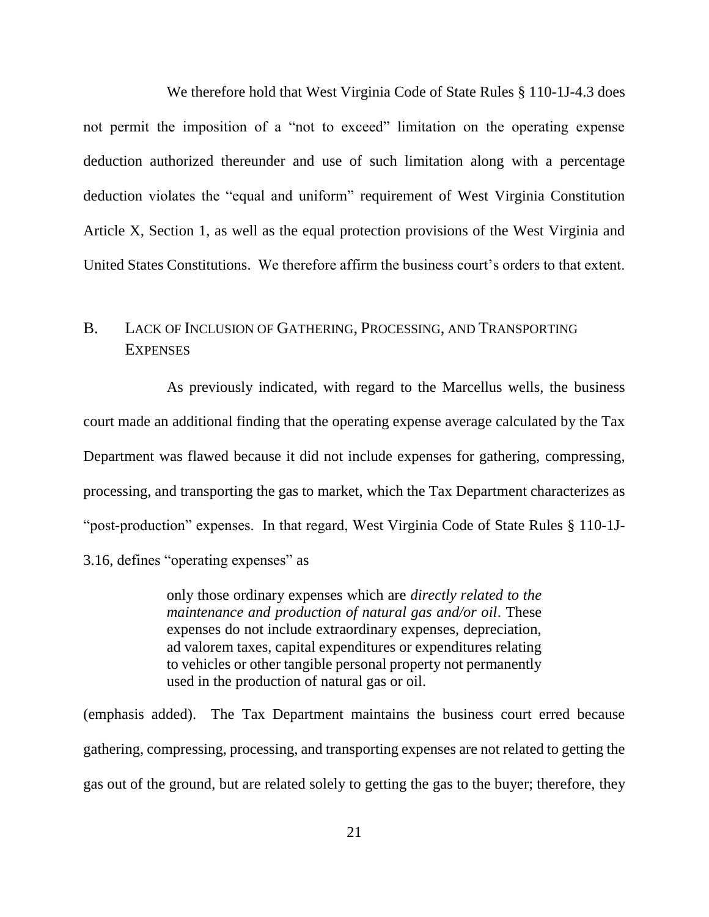We therefore hold that West Virginia Code of State Rules § 110-1J-4.3 does not permit the imposition of a "not to exceed" limitation on the operating expense deduction authorized thereunder and use of such limitation along with a percentage deduction violates the "equal and uniform" requirement of West Virginia Constitution Article X, Section 1, as well as the equal protection provisions of the West Virginia and United States Constitutions. We therefore affirm the business court's orders to that extent.

## B. Lack of Inclusion of Gathering, Processing, and Transporting Expenses

As previously indicated, with regard to the Marcellus wells, the business court made an additional finding that the operating expense average calculated by the Tax Department was flawed because it did not include expenses for gathering, compressing, processing, and transporting the gas to market, which the Tax Department characterizes as "post-production" expenses. In that regard, West Virginia Code of State Rules § 110-1J-3.16, defines "operating expenses" as

> only those ordinary expenses which are *directly related to the maintenance and production of natural gas and/or oil*. These expenses do not include extraordinary expenses, depreciation, ad valorem taxes, capital expenditures or expenditures relating to vehicles or other tangible personal property not permanently used in the production of natural gas or oil.

(emphasis added). The Tax Department maintains the business court erred because gathering, compressing, processing, and transporting expenses are not related to getting the gas out of the ground, but are related solely to getting the gas to the buyer; therefore, they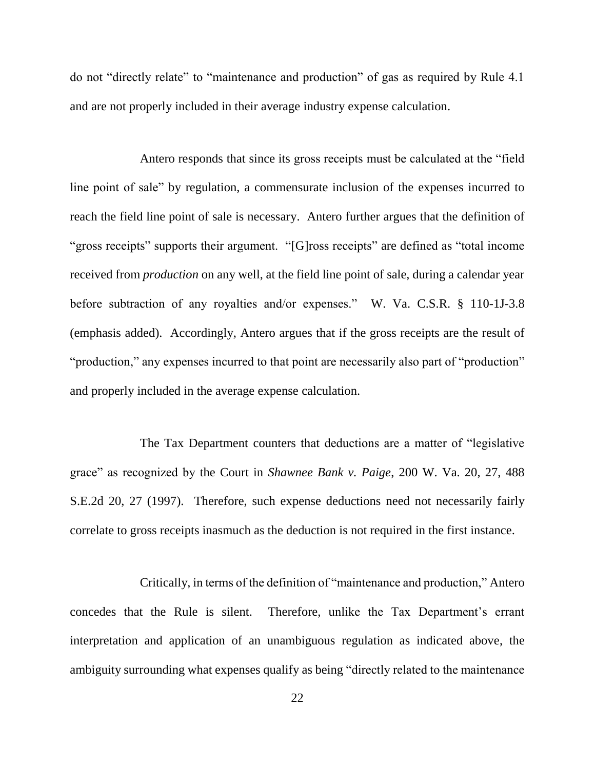do not "directly relate" to "maintenance and production" of gas as required by Rule 4.1 and are not properly included in their average industry expense calculation.

Antero responds that since its gross receipts must be calculated at the "field line point of sale" by regulation, a commensurate inclusion of the expenses incurred to reach the field line point of sale is necessary. Antero further argues that the definition of "gross receipts" supports their argument. "[G]ross receipts" are defined as "total income received from *production* on any well, at the field line point of sale, during a calendar year before subtraction of any royalties and/or expenses." W. Va. C.S.R. § 110-1J-3.8 (emphasis added). Accordingly, Antero argues that if the gross receipts are the result of "production," any expenses incurred to that point are necessarily also part of "production" and properly included in the average expense calculation.

The Tax Department counters that deductions are a matter of "legislative grace" as recognized by the Court in *Shawnee Bank v. Paige*, 200 W. Va. 20, 27, 488 S.E.2d 20, 27 (1997). Therefore, such expense deductions need not necessarily fairly correlate to gross receipts inasmuch as the deduction is not required in the first instance.

Critically, in terms of the definition of "maintenance and production," Antero concedes that the Rule is silent. Therefore, unlike the Tax Department's errant interpretation and application of an unambiguous regulation as indicated above, the ambiguity surrounding what expenses qualify as being "directly related to the maintenance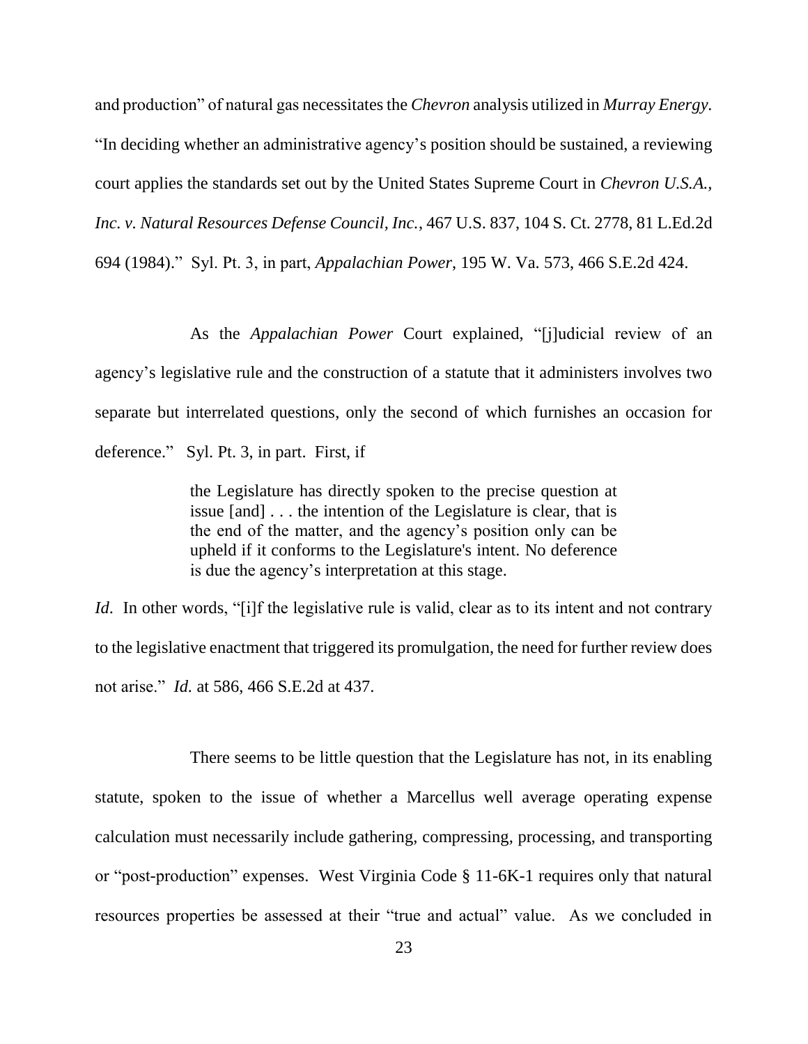and production" of natural gas necessitates the *Chevron* analysis utilized in *Murray Energy*. "In deciding whether an administrative agency's position should be sustained, a reviewing court applies the standards set out by the United States Supreme Court in *Chevron U.S.A., Inc. v. Natural Resources Defense Council, Inc.*, 467 U.S. 837, 104 S. Ct. 2778, 81 L.Ed.2d 694 (1984)." Syl. Pt. 3, in part, *Appalachian Power*, 195 W. Va. 573, 466 S.E.2d 424.

As the *Appalachian Power* Court explained, "[j]udicial review of an agency's legislative rule and the construction of a statute that it administers involves two separate but interrelated questions, only the second of which furnishes an occasion for deference." Syl. Pt. 3, in part. First, if

> the Legislature has directly spoken to the precise question at issue [and] . . . the intention of the Legislature is clear, that is the end of the matter, and the agency's position only can be upheld if it conforms to the Legislature's intent. No deference is due the agency's interpretation at this stage.

*Id*. In other words, "[i]f the legislative rule is valid, clear as to its intent and not contrary to the legislative enactment that triggered its promulgation, the need for further review does not arise." *Id.* at 586, 466 S.E.2d at 437.

There seems to be little question that the Legislature has not, in its enabling statute, spoken to the issue of whether a Marcellus well average operating expense calculation must necessarily include gathering, compressing, processing, and transporting or "post-production" expenses. West Virginia Code § 11-6K-1 requires only that natural resources properties be assessed at their "true and actual" value. As we concluded in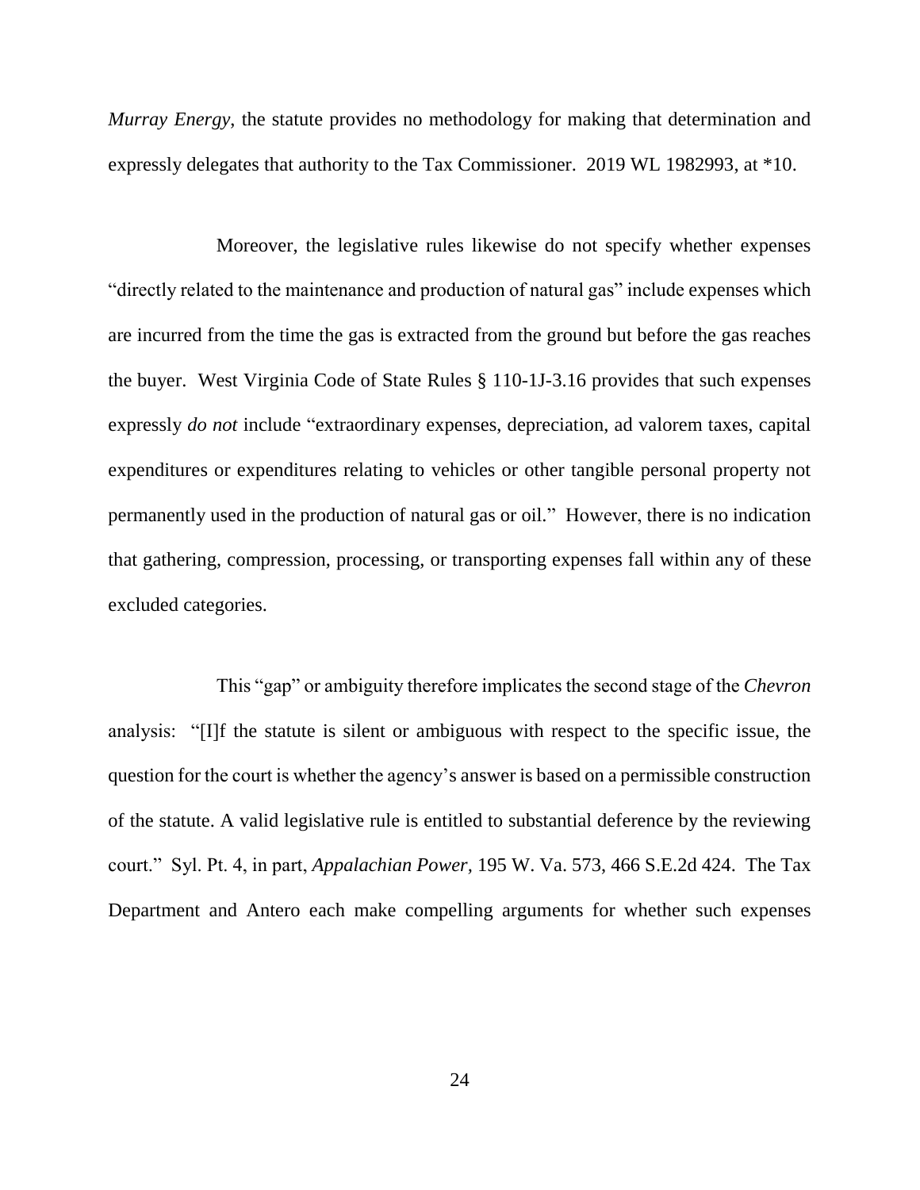*Murray Energy*, the statute provides no methodology for making that determination and expressly delegates that authority to the Tax Commissioner. 2019 WL 1982993, at *10.

Moreover, the legislative rules likewise do not specify whether expenses "directly related to the maintenance and production of natural gas" include expenses which are incurred from the time the gas is extracted from the ground but before the gas reaches the buyer. West Virginia Code of State Rules § 110-1J-3.16 provides that such expenses expressly *do not* include "extraordinary expenses, depreciation, ad valorem taxes, capital expenditures or expenditures relating to vehicles or other tangible personal property not permanently used in the production of natural gas or oil." However, there is no indication that gathering, compression, processing, or transporting expenses fall within any of these excluded categories.

This "gap" or ambiguity therefore implicates the second stage of the *Chevron* analysis: "[I]f the statute is silent or ambiguous with respect to the specific issue, the question for the court is whether the agency's answer is based on a permissible construction of the statute. A valid legislative rule is entitled to substantial deference by the reviewing court." Syl. Pt. 4, in part, *Appalachian Power*, 195 W. Va. 573, 466 S.E.2d 424. The Tax Department and Antero each make compelling arguments for whether such expenses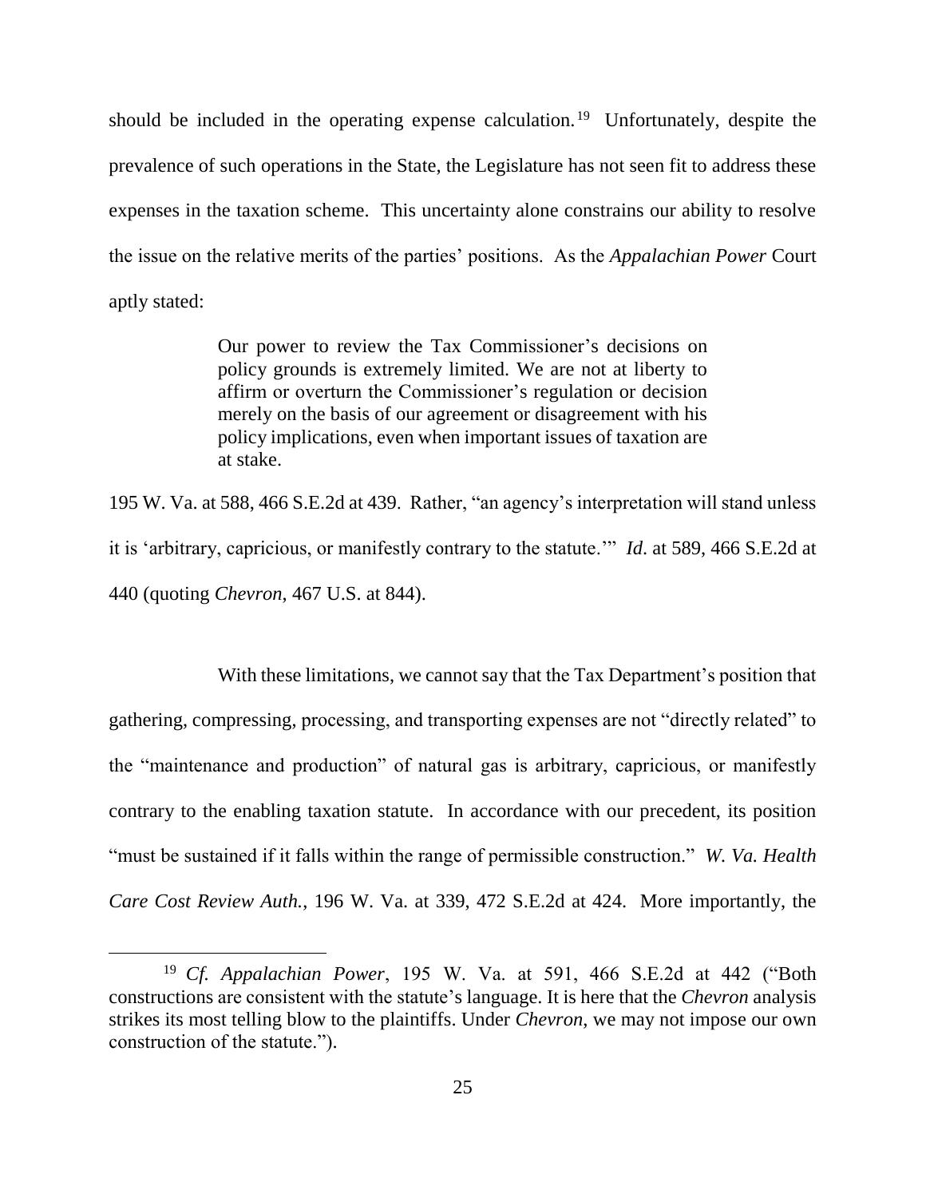should be included in the operating expense calculation.[19] Unfortunately, despite the prevalence of such operations in the State, the Legislature has not seen fit to address these expenses in the taxation scheme. This uncertainty alone constrains our ability to resolve the issue on the relative merits of the parties' positions. As the *Appalachian Power* Court aptly stated:

> Our power to review the Tax Commissioner's decisions on policy grounds is extremely limited. We are not at liberty to affirm or overturn the Commissioner's regulation or decision merely on the basis of our agreement or disagreement with his policy implications, even when important issues of taxation are at stake.

195 W. Va. at 588, 466 S.E.2d at 439. Rather, "an agency's interpretation will stand unless it is 'arbitrary, capricious, or manifestly contrary to the statute.'" *Id*. at 589, 466 S.E.2d at 440 (quoting *Chevron*, 467 U.S. at 844).

With these limitations, we cannot say that the Tax Department's position that gathering, compressing, processing, and transporting expenses are not "directly related" to the "maintenance and production" of natural gas is arbitrary, capricious, or manifestly contrary to the enabling taxation statute. In accordance with our precedent, its position "must be sustained if it falls within the range of permissible construction." *W. Va. Health Care Cost Review Auth.*, 196 W. Va. at 339, 472 S.E.2d at 424. More importantly, the

---

[19] *Cf. Appalachian Power*, 195 W. Va. at 591, 466 S.E.2d at 442 ("Both constructions are consistent with the statute's language. It is here that the *Chevron* analysis strikes its most telling blow to the plaintiffs. Under *Chevron*, we may not impose our own construction of the statute.").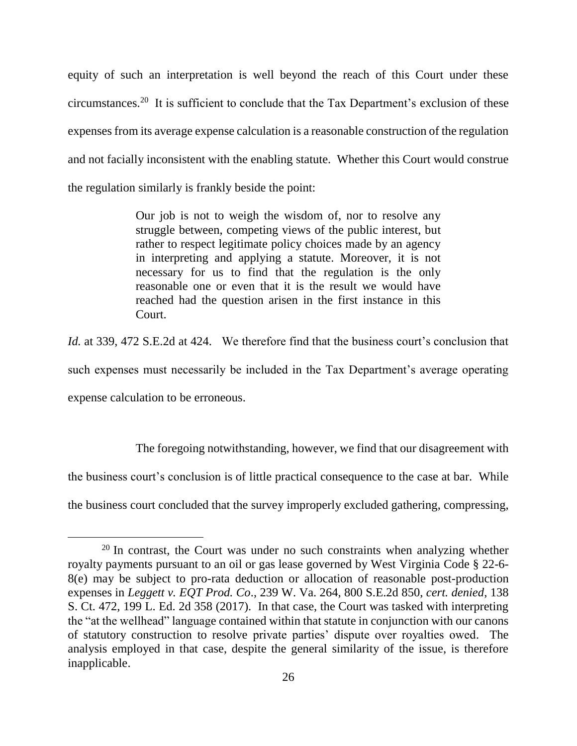equity of such an interpretation is well beyond the reach of this Court under these circumstances.[20] It is sufficient to conclude that the Tax Department's exclusion of these expenses from its average expense calculation is a reasonable construction of the regulation and not facially inconsistent with the enabling statute. Whether this Court would construe the regulation similarly is frankly beside the point:

> Our job is not to weigh the wisdom of, nor to resolve any struggle between, competing views of the public interest, but rather to respect legitimate policy choices made by an agency in interpreting and applying a statute. Moreover, it is not necessary for us to find that the regulation is the only reasonable one or even that it is the result we would have reached had the question arisen in the first instance in this Court.

*Id.* at 339, 472 S.E.2d at 424. We therefore find that the business court's conclusion that such expenses must necessarily be included in the Tax Department's average operating expense calculation to be erroneous.

The foregoing notwithstanding, however, we find that our disagreement with the business court's conclusion is of little practical consequence to the case at bar. While the business court concluded that the survey improperly excluded gathering, compressing,

---

[20] In contrast, the Court was under no such constraints when analyzing whether royalty payments pursuant to an oil or gas lease governed by West Virginia Code § 22-6-8(e) may be subject to pro-rata deduction or allocation of reasonable post-production expenses in *Leggett v. EQT Prod. Co*., 239 W. Va. 264, 800 S.E.2d 850, *cert. denied*, 138 S. Ct. 472, 199 L. Ed. 2d 358 (2017). In that case, the Court was tasked with interpreting the "at the wellhead" language contained within that statute in conjunction with our canons of statutory construction to resolve private parties' dispute over royalties owed. The analysis employed in that case, despite the general similarity of the issue, is therefore inapplicable.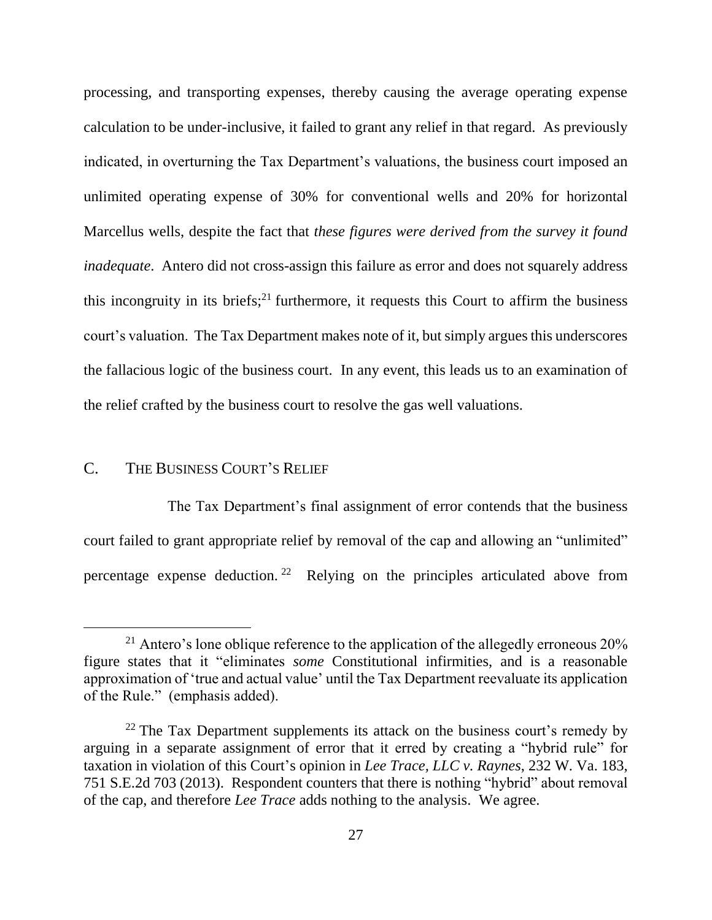processing, and transporting expenses, thereby causing the average operating expense calculation to be under-inclusive, it failed to grant any relief in that regard. As previously indicated, in overturning the Tax Department's valuations, the business court imposed an unlimited operating expense of 30% for conventional wells and 20% for horizontal Marcellus wells, despite the fact that *these figures were derived from the survey it found inadequate*. Antero did not cross-assign this failure as error and does not squarely address this incongruity in its briefs;[21] furthermore, it requests this Court to affirm the business court's valuation. The Tax Department makes note of it, but simply argues this underscores the fallacious logic of the business court. In any event, this leads us to an examination of the relief crafted by the business court to resolve the gas well valuations.

## C. THE BUSINESS COURT'S RELIEF

The Tax Department's final assignment of error contends that the business court failed to grant appropriate relief by removal of the cap and allowing an "unlimited" percentage expense deduction.[22] Relying on the principles articulated above from

---

[21] Antero's lone oblique reference to the application of the allegedly erroneous 20% figure states that it "eliminates *some* Constitutional infirmities, and is a reasonable approximation of 'true and actual value' until the Tax Department reevaluate its application of the Rule." (emphasis added).

[22] The Tax Department supplements its attack on the business court's remedy by arguing in a separate assignment of error that it erred by creating a "hybrid rule" for taxation in violation of this Court's opinion in *Lee Trace, LLC v. Raynes*, 232 W. Va. 183, 751 S.E.2d 703 (2013). Respondent counters that there is nothing "hybrid" about removal of the cap, and therefore *Lee Trace* adds nothing to the analysis. We agree.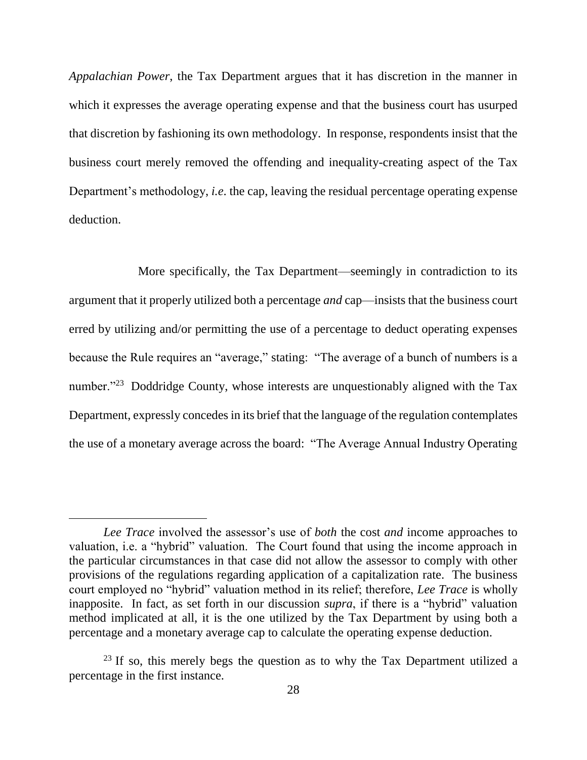*Appalachian Power*, the Tax Department argues that it has discretion in the manner in which it expresses the average operating expense and that the business court has usurped that discretion by fashioning its own methodology. In response, respondents insist that the business court merely removed the offending and inequality-creating aspect of the Tax Department's methodology, *i.e.* the cap, leaving the residual percentage operating expense deduction.

More specifically, the Tax Department—seemingly in contradiction to its argument that it properly utilized both a percentage *and* cap—insists that the business court erred by utilizing and/or permitting the use of a percentage to deduct operating expenses because the Rule requires an "average," stating: "The average of a bunch of numbers is a number."[23] Doddridge County, whose interests are unquestionably aligned with the Tax Department, expressly concedes in its brief that the language of the regulation contemplates the use of a monetary average across the board: "The Average Annual Industry Operating

---

*Lee Trace* involved the assessor's use of *both* the cost *and* income approaches to valuation, i.e. a "hybrid" valuation. The Court found that using the income approach in the particular circumstances in that case did not allow the assessor to comply with other provisions of the regulations regarding application of a capitalization rate. The business court employed no "hybrid" valuation method in its relief; therefore, *Lee Trace* is wholly inapposite. In fact, as set forth in our discussion *supra*, if there is a "hybrid" valuation method implicated at all, it is the one utilized by the Tax Department by using both a percentage and a monetary average cap to calculate the operating expense deduction.

[23] If so, this merely begs the question as to why the Tax Department utilized a percentage in the first instance.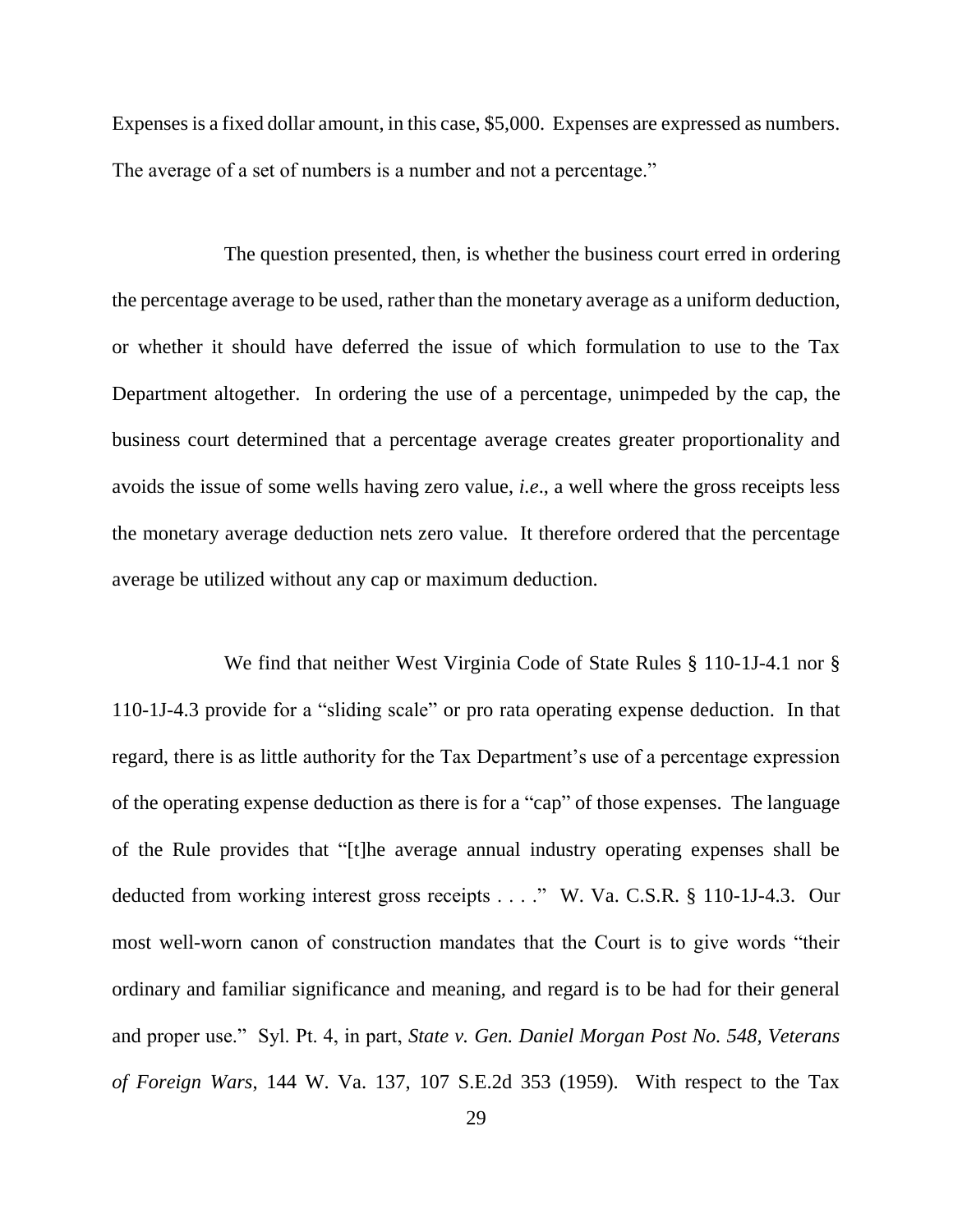Expenses is a fixed dollar amount, in this case, $5,000. Expenses are expressed as numbers. The average of a set of numbers is a number and not a percentage."

The question presented, then, is whether the business court erred in ordering the percentage average to be used, rather than the monetary average as a uniform deduction, or whether it should have deferred the issue of which formulation to use to the Tax Department altogether. In ordering the use of a percentage, unimpeded by the cap, the business court determined that a percentage average creates greater proportionality and avoids the issue of some wells having zero value, *i.e*., a well where the gross receipts less the monetary average deduction nets zero value. It therefore ordered that the percentage average be utilized without any cap or maximum deduction.

We find that neither West Virginia Code of State Rules § 110-1J-4.1 nor § 110-1J-4.3 provide for a "sliding scale" or pro rata operating expense deduction. In that regard, there is as little authority for the Tax Department's use of a percentage expression of the operating expense deduction as there is for a "cap" of those expenses. The language of the Rule provides that "[t]he average annual industry operating expenses shall be deducted from working interest gross receipts . . . ." W. Va. C.S.R. § 110-1J-4.3. Our most well-worn canon of construction mandates that the Court is to give words "their ordinary and familiar significance and meaning, and regard is to be had for their general and proper use." Syl. Pt. 4, in part, *State v. Gen. Daniel Morgan Post No. 548, Veterans of Foreign Wars*, 144 W. Va. 137, 107 S.E.2d 353 (1959). With respect to the Tax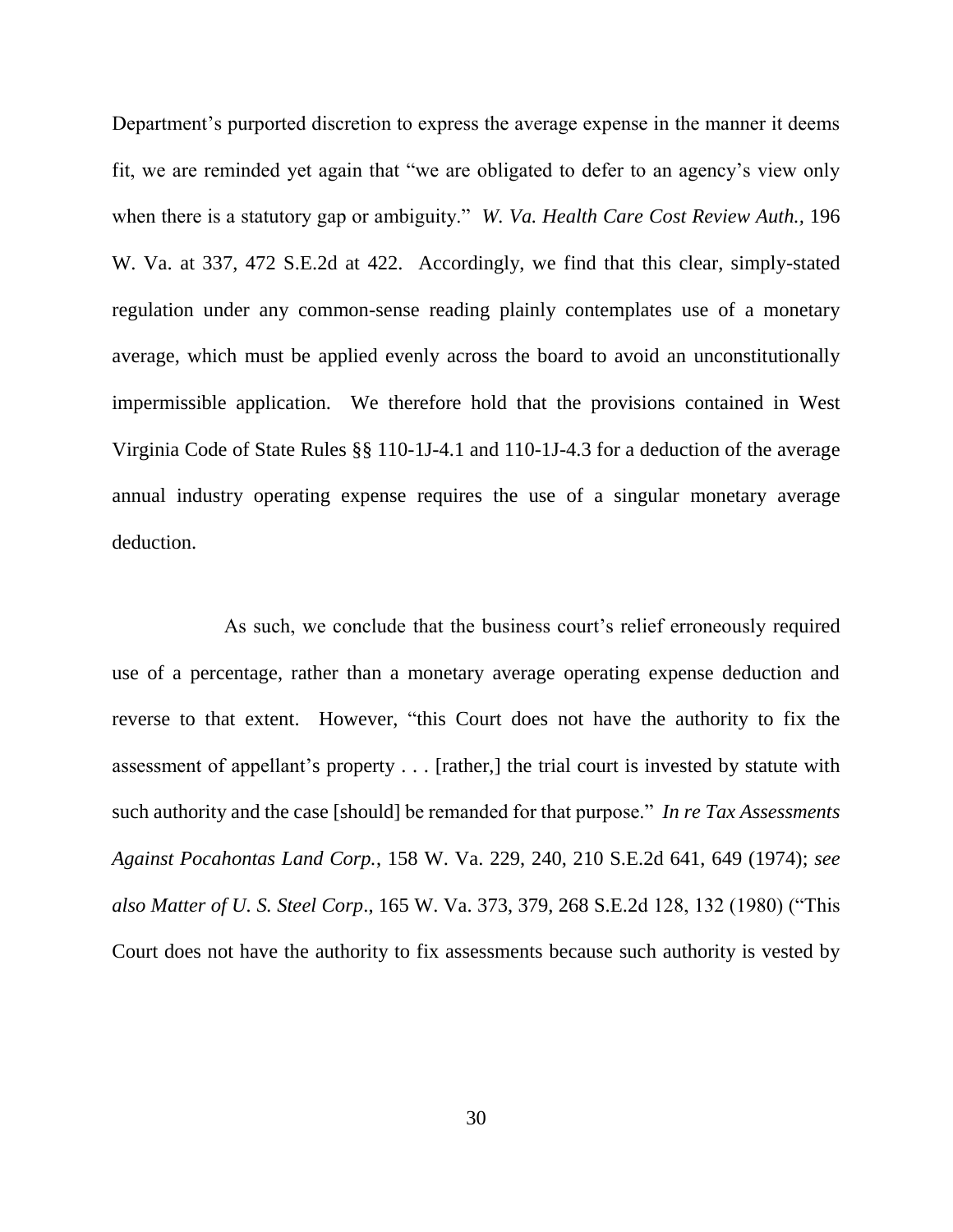Department's purported discretion to express the average expense in the manner it deems fit, we are reminded yet again that "we are obligated to defer to an agency's view only when there is a statutory gap or ambiguity." *W. Va. Health Care Cost Review Auth.*, 196 W. Va. at 337, 472 S.E.2d at 422. Accordingly, we find that this clear, simply-stated regulation under any common-sense reading plainly contemplates use of a monetary average, which must be applied evenly across the board to avoid an unconstitutionally impermissible application. We therefore hold that the provisions contained in West Virginia Code of State Rules §§ 110-1J-4.1 and 110-1J-4.3 for a deduction of the average annual industry operating expense requires the use of a singular monetary average deduction.

As such, we conclude that the business court's relief erroneously required use of a percentage, rather than a monetary average operating expense deduction and reverse to that extent. However, "this Court does not have the authority to fix the assessment of appellant's property . . . [rather,] the trial court is invested by statute with such authority and the case [should] be remanded for that purpose." *In re Tax Assessments Against Pocahontas Land Corp.*, 158 W. Va. 229, 240, 210 S.E.2d 641, 649 (1974); *see also Matter of U. S. Steel Corp*., 165 W. Va. 373, 379, 268 S.E.2d 128, 132 (1980) ("This Court does not have the authority to fix assessments because such authority is vested by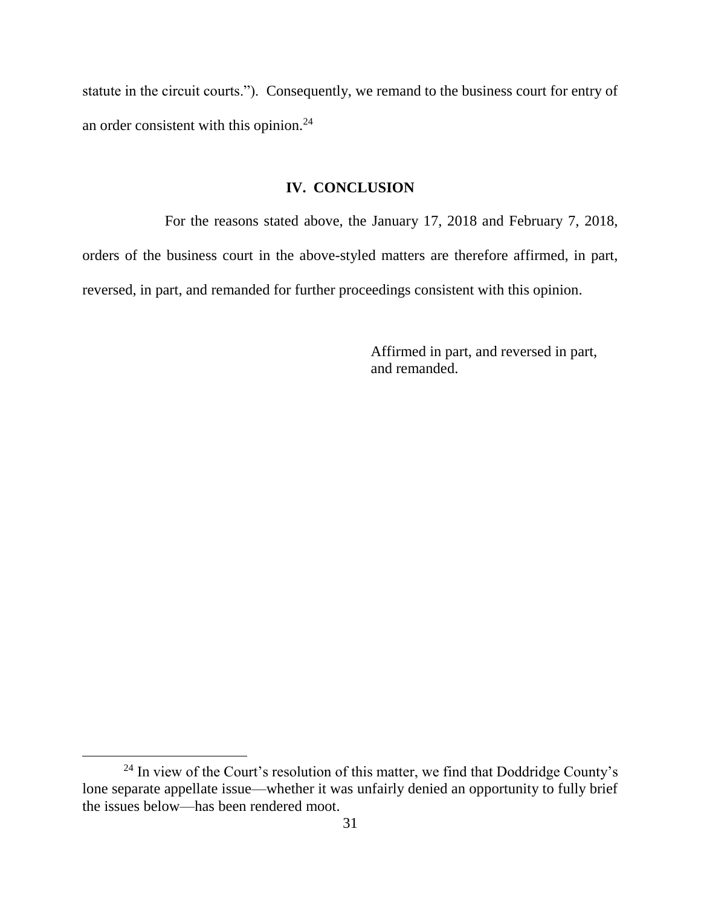statute in the circuit courts."). Consequently, we remand to the business court for entry of an order consistent with this opinion.[24]

## IV. CONCLUSION

For the reasons stated above, the January 17, 2018 and February 7, 2018, orders of the business court in the above-styled matters are therefore affirmed, in part, reversed, in part, and remanded for further proceedings consistent with this opinion.

Affirmed in part, and reversed in part, and remanded.

---

[24] In view of the Court's resolution of this matter, we find that Doddridge County's lone separate appellate issue—whether it was unfairly denied an opportunity to fully brief the issues below—has been rendered moot.